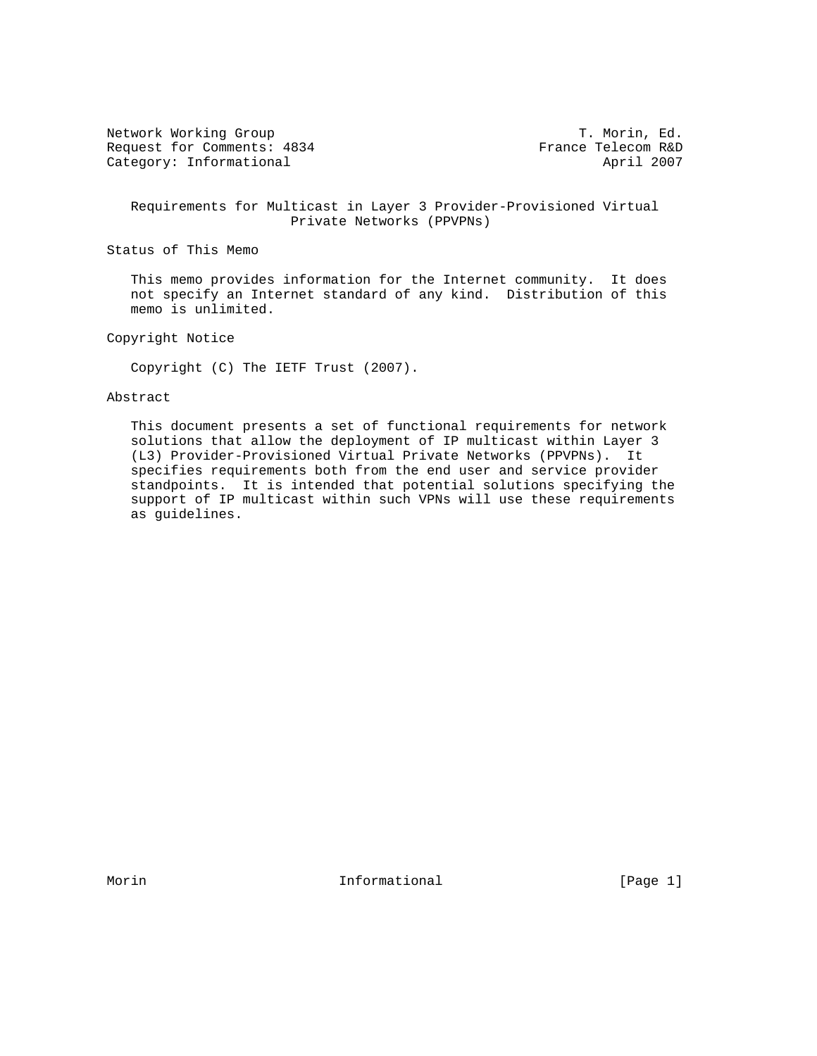Network Working Group T. Morin, Ed.
Request for Comments: 4834 France Telecom R&D
Category: Informational April 2007

# Requirements for Multicast in Layer 3 Provider-Provisioned Virtual Private Networks (PPVPNs)

## Status of This Memo

This memo provides information for the Internet community. It does not specify an Internet standard of any kind. Distribution of this memo is unlimited.

## Copyright Notice

Copyright (C) The IETF Trust (2007).

## Abstract

This document presents a set of functional requirements for network solutions that allow the deployment of IP multicast within Layer 3 (L3) Provider-Provisioned Virtual Private Networks (PPVPNs). It specifies requirements both from the end user and service provider standpoints. It is intended that potential solutions specifying the support of IP multicast within such VPNs will use these requirements as guidelines.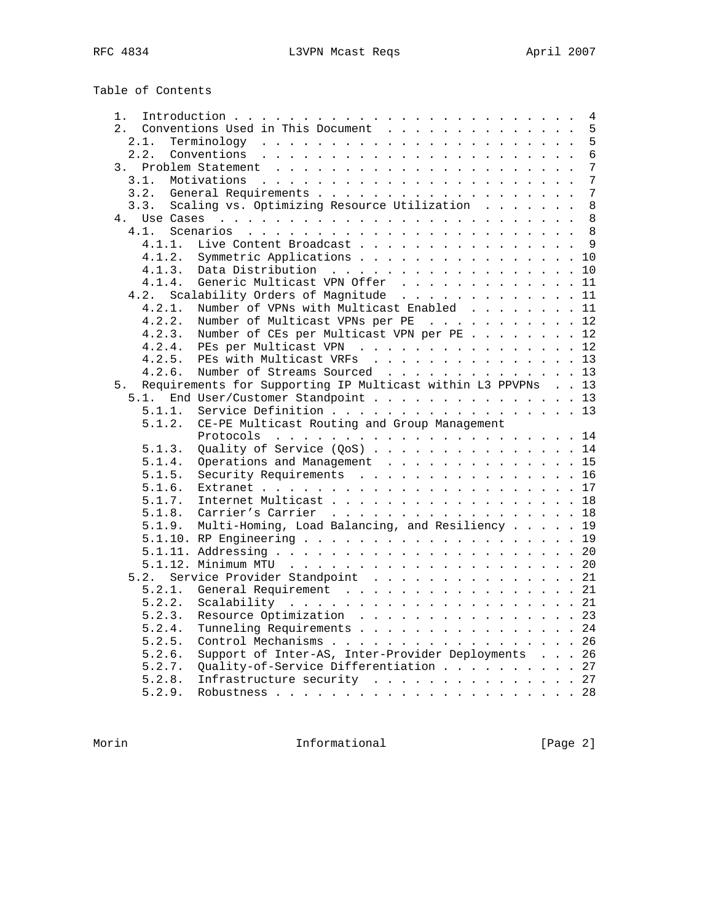Table of Contents

```
   1.  Introduction . . . . . . . . . . . . . . . . . . . . . . . . .  4
   2.  Conventions Used in This Document  . . . . . . . . . . . . . .  5
     2.1.  Terminology  . . . . . . . . . . . . . . . . . . . . . . .  5
     2.2.  Conventions  . . . . . . . . . . . . . . . . . . . . . . .  6
   3.  Problem Statement  . . . . . . . . . . . . . . . . . . . . . .  7
     3.1.  Motivations  . . . . . . . . . . . . . . . . . . . . . . .  7
     3.2.  General Requirements . . . . . . . . . . . . . . . . . . .  7
     3.3.  Scaling vs. Optimizing Resource Utilization  . . . . . . .  8
   4.  Use Cases  . . . . . . . . . . . . . . . . . . . . . . . . . .  8
     4.1.  Scenarios  . . . . . . . . . . . . . . . . . . . . . . . .  8
       4.1.1.  Live Content Broadcast . . . . . . . . . . . . . . . .  9
       4.1.2.  Symmetric Applications . . . . . . . . . . . . . . . . 10
       4.1.3.  Data Distribution  . . . . . . . . . . . . . . . . . . 10
       4.1.4.  Generic Multicast VPN Offer  . . . . . . . . . . . . . 11
     4.2.  Scalability Orders of Magnitude  . . . . . . . . . . . . . 11
       4.2.1.  Number of VPNs with Multicast Enabled  . . . . . . . . 11
       4.2.2.  Number of Multicast VPNs per PE  . . . . . . . . . . . 12
       4.2.3.  Number of CEs per Multicast VPN per PE . . . . . . . . 12
       4.2.4.  PEs per Multicast VPN  . . . . . . . . . . . . . . . . 12
       4.2.5.  PEs with Multicast VRFs  . . . . . . . . . . . . . . . 13
       4.2.6.  Number of Streams Sourced  . . . . . . . . . . . . . . 13
   5.  Requirements for Supporting IP Multicast within L3 PPVPNs  . . 13
     5.1.  End User/Customer Standpoint . . . . . . . . . . . . . . . 13
       5.1.1.  Service Definition . . . . . . . . . . . . . . . . . . 13
       5.1.2.  CE-PE Multicast Routing and Group Management
               Protocols  . . . . . . . . . . . . . . . . . . . . . . 14
       5.1.3.  Quality of Service (QoS) . . . . . . . . . . . . . . . 14
       5.1.4.  Operations and Management  . . . . . . . . . . . . . . 15
       5.1.5.  Security Requirements  . . . . . . . . . . . . . . . . 16
       5.1.6.  Extranet . . . . . . . . . . . . . . . . . . . . . . . 17
       5.1.7.  Internet Multicast . . . . . . . . . . . . . . . . . . 18
       5.1.8.  Carrier's Carrier  . . . . . . . . . . . . . . . . . . 18
       5.1.9.  Multi-Homing, Load Balancing, and Resiliency . . . . . 19
       5.1.10. RP Engineering . . . . . . . . . . . . . . . . . . . . 19
       5.1.11. Addressing . . . . . . . . . . . . . . . . . . . . . . 20
       5.1.12. Minimum MTU  . . . . . . . . . . . . . . . . . . . . . 20
     5.2.  Service Provider Standpoint  . . . . . . . . . . . . . . . 21
       5.2.1.  General Requirement  . . . . . . . . . . . . . . . . . 21
       5.2.2.  Scalability  . . . . . . . . . . . . . . . . . . . . . 21
       5.2.3.  Resource Optimization  . . . . . . . . . . . . . . . . 23
       5.2.4.  Tunneling Requirements . . . . . . . . . . . . . . . . 24
       5.2.5.  Control Mechanisms . . . . . . . . . . . . . . . . . . 26
       5.2.6.  Support of Inter-AS, Inter-Provider Deployments  . . . 26
       5.2.7.  Quality-of-Service Differentiation . . . . . . . . . . 27
       5.2.8.  Infrastructure security  . . . . . . . . . . . . . . . 27
       5.2.9.  Robustness . . . . . . . . . . . . . . . . . . . . . . 28
```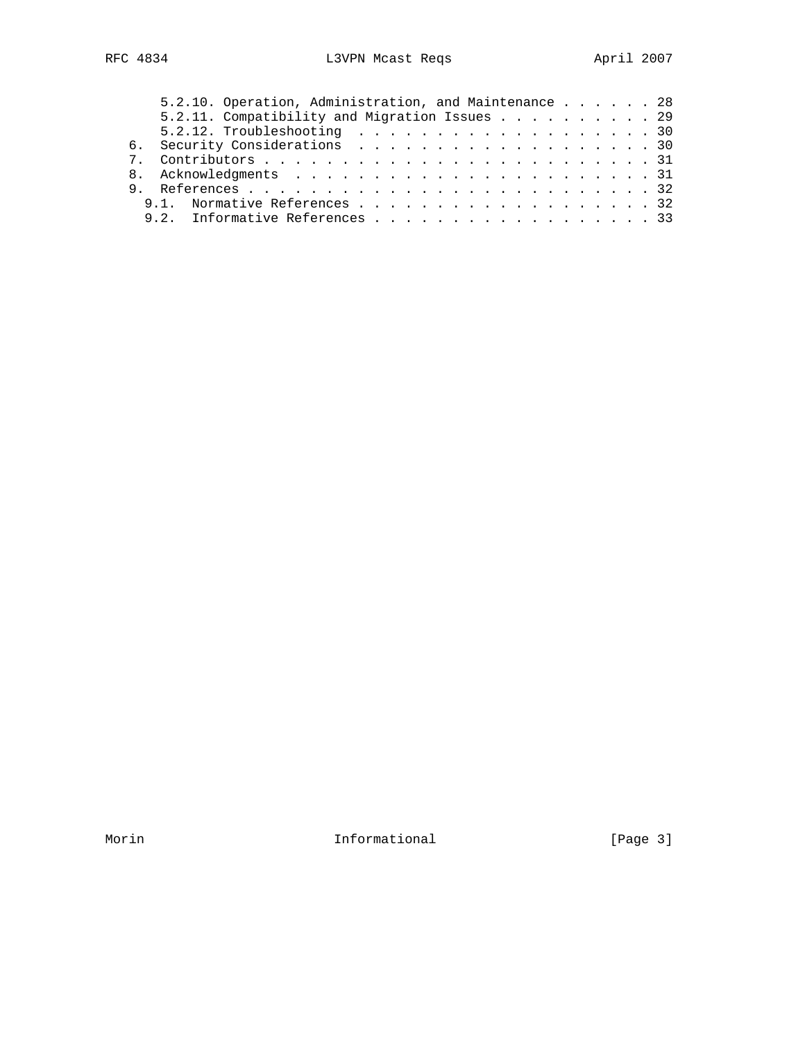5.2.10. Operation, Administration, and Maintenance . . . . . . 28
5.2.11. Compatibility and Migration Issues . . . . . . . . . . 29
5.2.12. Troubleshooting . . . . . . . . . . . . . . . . . . . . 30
6. Security Considerations . . . . . . . . . . . . . . . . . . . 30
7. Contributors . . . . . . . . . . . . . . . . . . . . . . . . . 31
8. Acknowledgments . . . . . . . . . . . . . . . . . . . . . . . 31
9. References . . . . . . . . . . . . . . . . . . . . . . . . . . 32
9.1. Normative References . . . . . . . . . . . . . . . . . . . 32
9.2. Informative References . . . . . . . . . . . . . . . . . . 33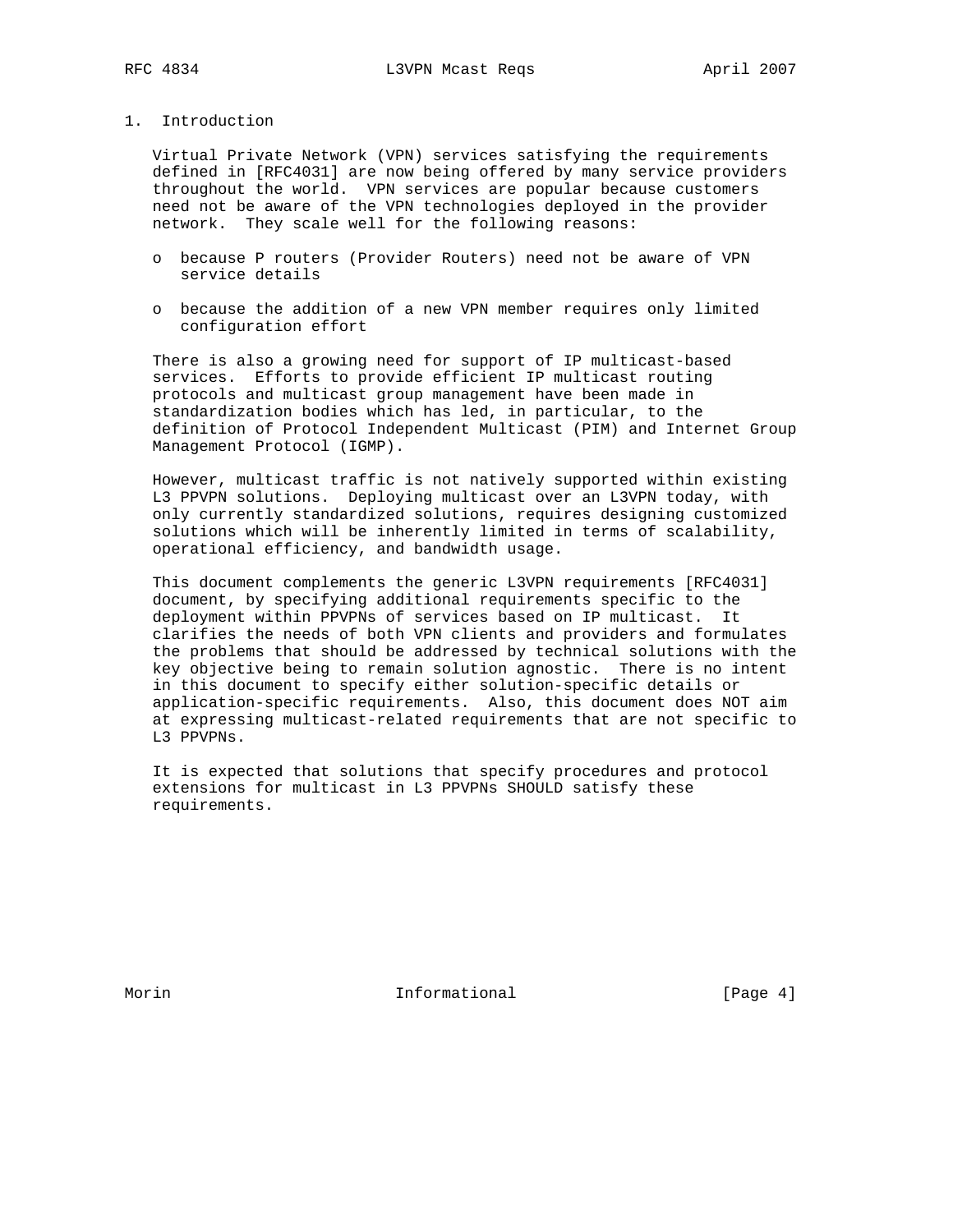# 1. Introduction

Virtual Private Network (VPN) services satisfying the requirements defined in [RFC4031] are now being offered by many service providers throughout the world. VPN services are popular because customers need not be aware of the VPN technologies deployed in the provider network. They scale well for the following reasons:

- because P routers (Provider Routers) need not be aware of VPN service details
- because the addition of a new VPN member requires only limited configuration effort

There is also a growing need for support of IP multicast-based services. Efforts to provide efficient IP multicast routing protocols and multicast group management have been made in standardization bodies which has led, in particular, to the definition of Protocol Independent Multicast (PIM) and Internet Group Management Protocol (IGMP).

However, multicast traffic is not natively supported within existing L3 PPVPN solutions. Deploying multicast over an L3VPN today, with only currently standardized solutions, requires designing customized solutions which will be inherently limited in terms of scalability, operational efficiency, and bandwidth usage.

This document complements the generic L3VPN requirements [RFC4031] document, by specifying additional requirements specific to the deployment within PPVPNs of services based on IP multicast. It clarifies the needs of both VPN clients and providers and formulates the problems that should be addressed by technical solutions with the key objective being to remain solution agnostic. There is no intent in this document to specify either solution-specific details or application-specific requirements. Also, this document does NOT aim at expressing multicast-related requirements that are not specific to L3 PPVPNs.

It is expected that solutions that specify procedures and protocol extensions for multicast in L3 PPVPNs SHOULD satisfy these requirements.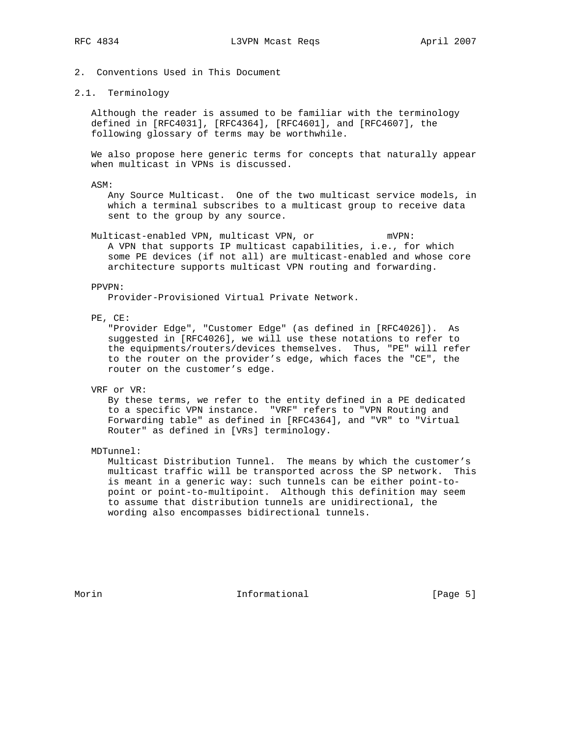## 2. Conventions Used in This Document

### 2.1. Terminology

Although the reader is assumed to be familiar with the terminology defined in [RFC4031], [RFC4364], [RFC4601], and [RFC4607], the following glossary of terms may be worthwhile.

We also propose here generic terms for concepts that naturally appear when multicast in VPNs is discussed.

ASM:
: Any Source Multicast. One of the two multicast service models, in which a terminal subscribes to a multicast group to receive data sent to the group by any source.

Multicast-enabled VPN, multicast VPN, or mVPN:
: A VPN that supports IP multicast capabilities, i.e., for which some PE devices (if not all) are multicast-enabled and whose core architecture supports multicast VPN routing and forwarding.

PPVPN:
: Provider-Provisioned Virtual Private Network.

PE, CE:
: "Provider Edge", "Customer Edge" (as defined in [RFC4026]). As suggested in [RFC4026], we will use these notations to refer to the equipments/routers/devices themselves. Thus, "PE" will refer to the router on the provider's edge, which faces the "CE", the router on the customer's edge.

VRF or VR:
: By these terms, we refer to the entity defined in a PE dedicated to a specific VPN instance. "VRF" refers to "VPN Routing and Forwarding table" as defined in [RFC4364], and "VR" to "Virtual Router" as defined in [VRs] terminology.

MDTunnel:
: Multicast Distribution Tunnel. The means by which the customer's multicast traffic will be transported across the SP network. This is meant in a generic way: such tunnels can be either point-to-point or point-to-multipoint. Although this definition may seem to assume that distribution tunnels are unidirectional, the wording also encompasses bidirectional tunnels.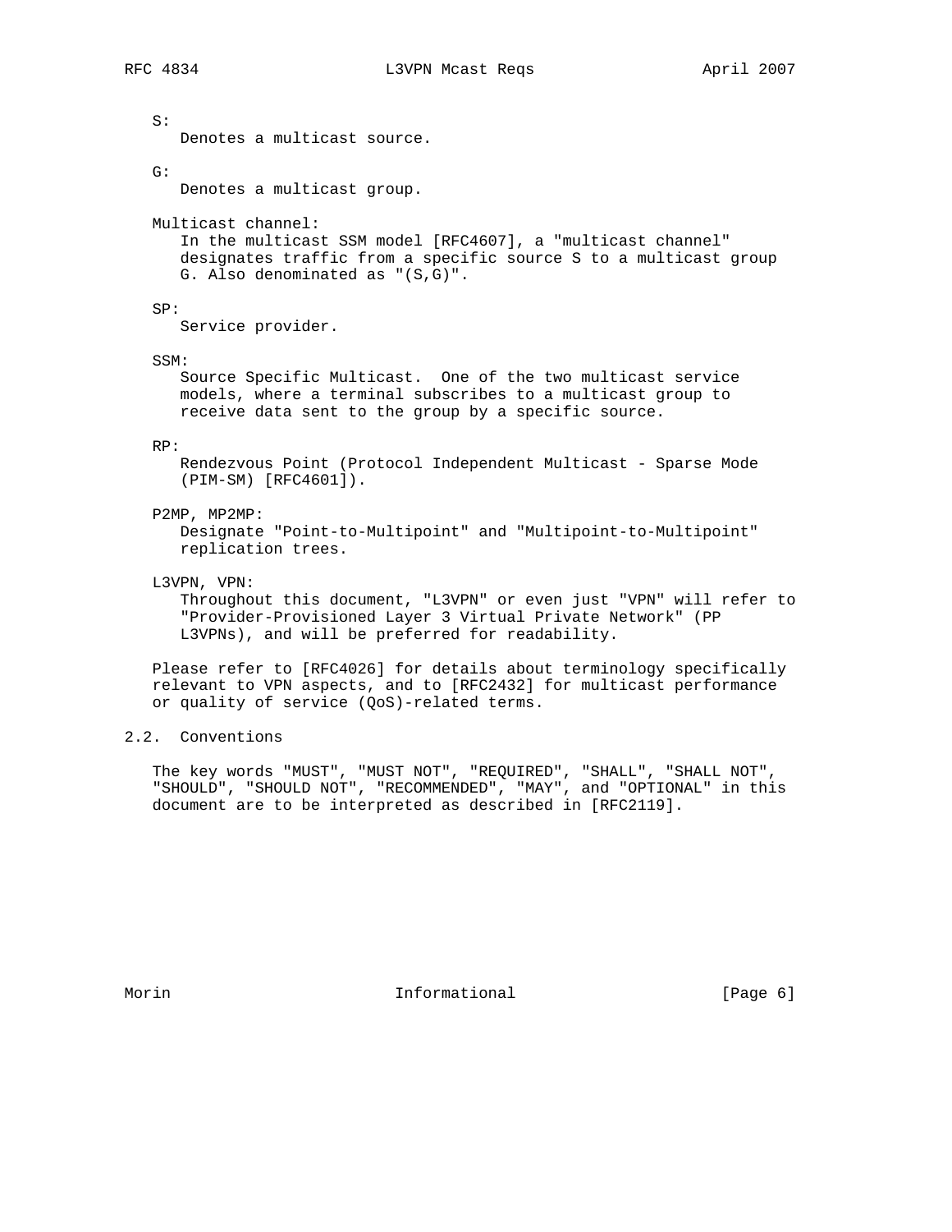S:
Denotes a multicast source.

G:
Denotes a multicast group.

Multicast channel:
In the multicast SSM model [RFC4607], a "multicast channel" designates traffic from a specific source S to a multicast group G. Also denominated as "(S,G)".

SP:
Service provider.

SSM:
Source Specific Multicast. One of the two multicast service models, where a terminal subscribes to a multicast group to receive data sent to the group by a specific source.

RP:
Rendezvous Point (Protocol Independent Multicast - Sparse Mode (PIM-SM) [RFC4601]).

P2MP, MP2MP:
Designate "Point-to-Multipoint" and "Multipoint-to-Multipoint" replication trees.

L3VPN, VPN:
Throughout this document, "L3VPN" or even just "VPN" will refer to "Provider-Provisioned Layer 3 Virtual Private Network" (PP L3VPNs), and will be preferred for readability.

Please refer to [RFC4026] for details about terminology specifically relevant to VPN aspects, and to [RFC2432] for multicast performance or quality of service (QoS)-related terms.

## 2.2. Conventions

The key words "MUST", "MUST NOT", "REQUIRED", "SHALL", "SHALL NOT", "SHOULD", "SHOULD NOT", "RECOMMENDED", "MAY", and "OPTIONAL" in this document are to be interpreted as described in [RFC2119].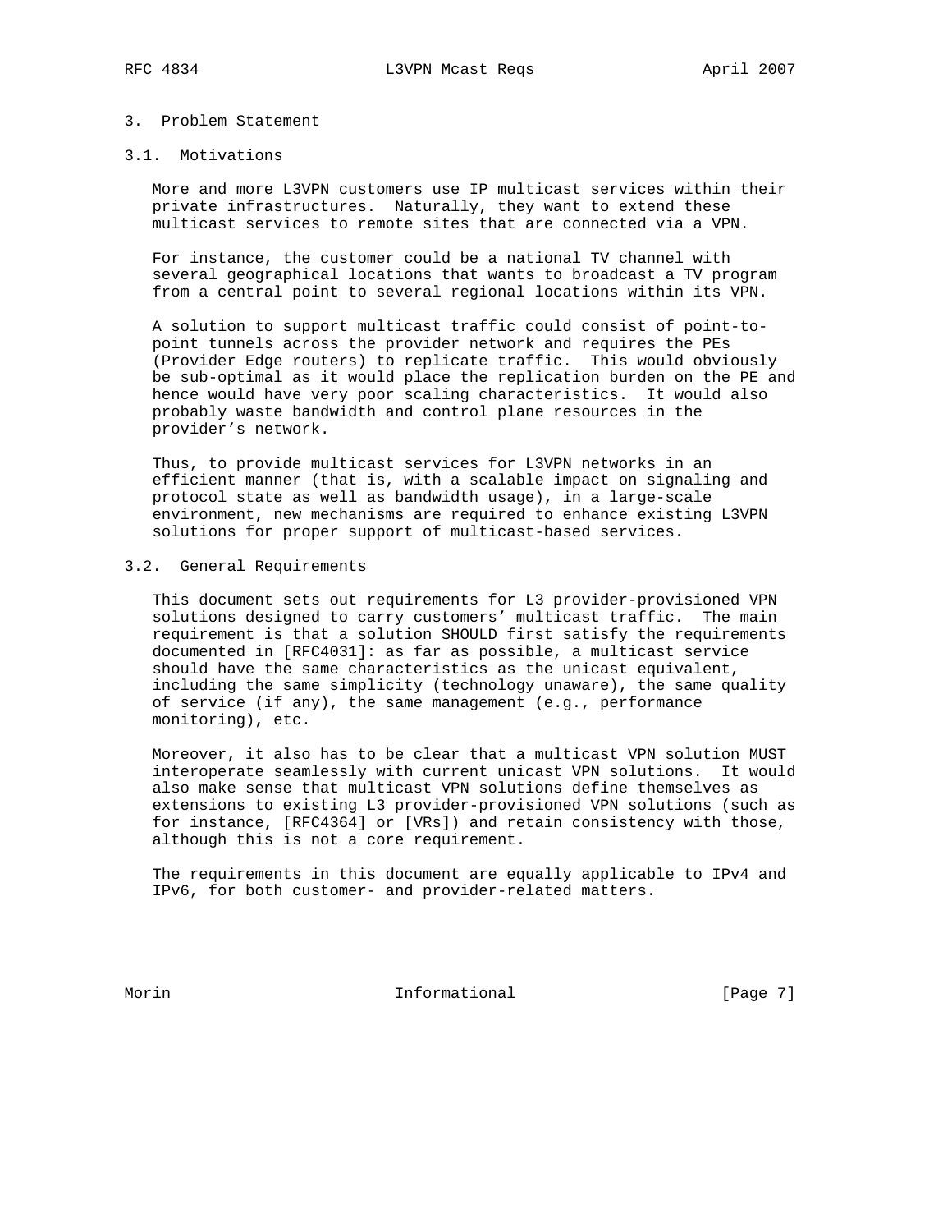# 3. Problem Statement

## 3.1. Motivations

More and more L3VPN customers use IP multicast services within their private infrastructures. Naturally, they want to extend these multicast services to remote sites that are connected via a VPN.

For instance, the customer could be a national TV channel with several geographical locations that wants to broadcast a TV program from a central point to several regional locations within its VPN.

A solution to support multicast traffic could consist of point-to-point tunnels across the provider network and requires the PEs (Provider Edge routers) to replicate traffic. This would obviously be sub-optimal as it would place the replication burden on the PE and hence would have very poor scaling characteristics. It would also probably waste bandwidth and control plane resources in the provider's network.

Thus, to provide multicast services for L3VPN networks in an efficient manner (that is, with a scalable impact on signaling and protocol state as well as bandwidth usage), in a large-scale environment, new mechanisms are required to enhance existing L3VPN solutions for proper support of multicast-based services.

## 3.2. General Requirements

This document sets out requirements for L3 provider-provisioned VPN solutions designed to carry customers' multicast traffic. The main requirement is that a solution SHOULD first satisfy the requirements documented in [RFC4031]: as far as possible, a multicast service should have the same characteristics as the unicast equivalent, including the same simplicity (technology unaware), the same quality of service (if any), the same management (e.g., performance monitoring), etc.

Moreover, it also has to be clear that a multicast VPN solution MUST interoperate seamlessly with current unicast VPN solutions. It would also make sense that multicast VPN solutions define themselves as extensions to existing L3 provider-provisioned VPN solutions (such as for instance, [RFC4364] or [VRs]) and retain consistency with those, although this is not a core requirement.

The requirements in this document are equally applicable to IPv4 and IPv6, for both customer- and provider-related matters.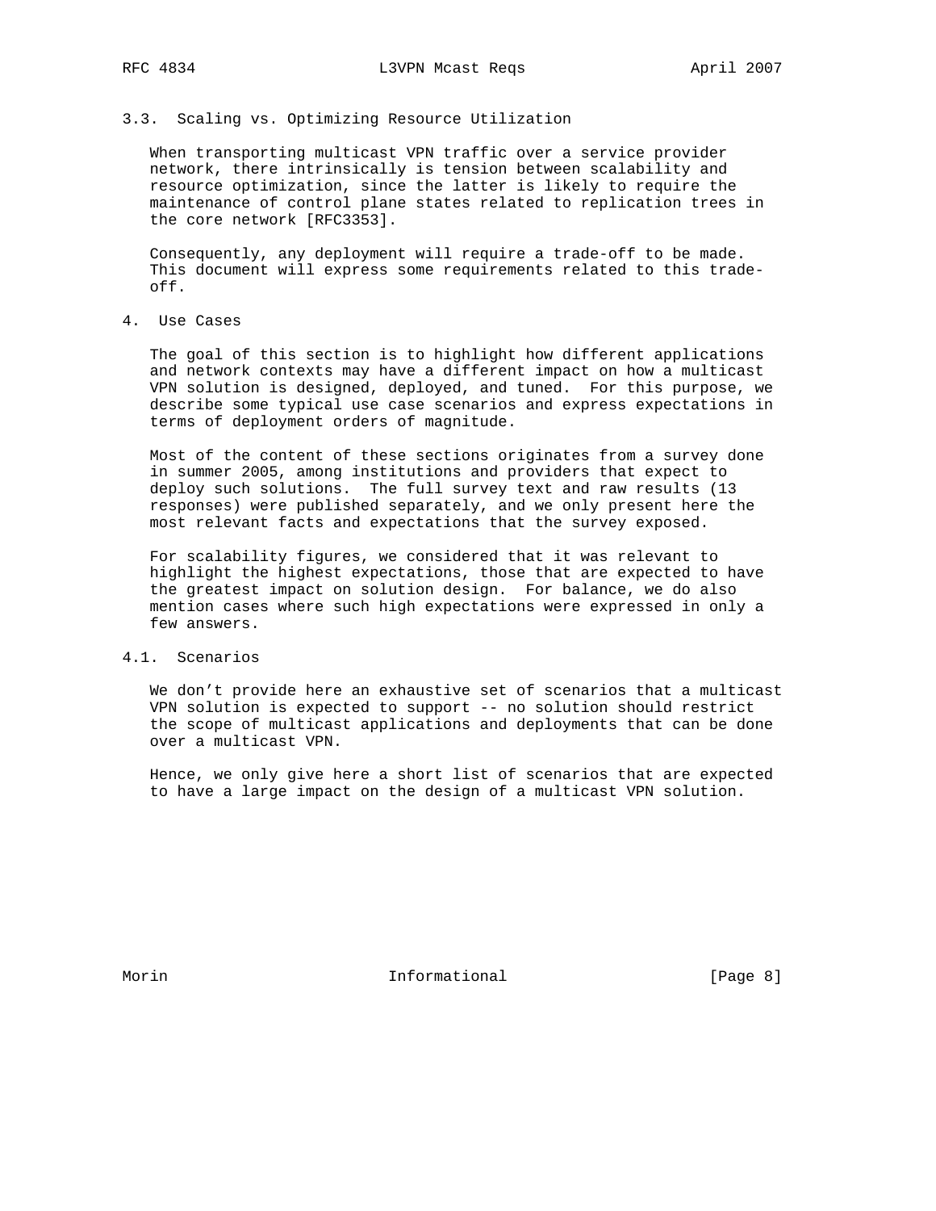### 3.3. Scaling vs. Optimizing Resource Utilization

When transporting multicast VPN traffic over a service provider network, there intrinsically is tension between scalability and resource optimization, since the latter is likely to require the maintenance of control plane states related to replication trees in the core network [RFC3353].

Consequently, any deployment will require a trade-off to be made. This document will express some requirements related to this trade-off.

## 4. Use Cases

The goal of this section is to highlight how different applications and network contexts may have a different impact on how a multicast VPN solution is designed, deployed, and tuned. For this purpose, we describe some typical use case scenarios and express expectations in terms of deployment orders of magnitude.

Most of the content of these sections originates from a survey done in summer 2005, among institutions and providers that expect to deploy such solutions. The full survey text and raw results (13 responses) were published separately, and we only present here the most relevant facts and expectations that the survey exposed.

For scalability figures, we considered that it was relevant to highlight the highest expectations, those that are expected to have the greatest impact on solution design. For balance, we do also mention cases where such high expectations were expressed in only a few answers.

### 4.1. Scenarios

We don't provide here an exhaustive set of scenarios that a multicast VPN solution is expected to support -- no solution should restrict the scope of multicast applications and deployments that can be done over a multicast VPN.

Hence, we only give here a short list of scenarios that are expected to have a large impact on the design of a multicast VPN solution.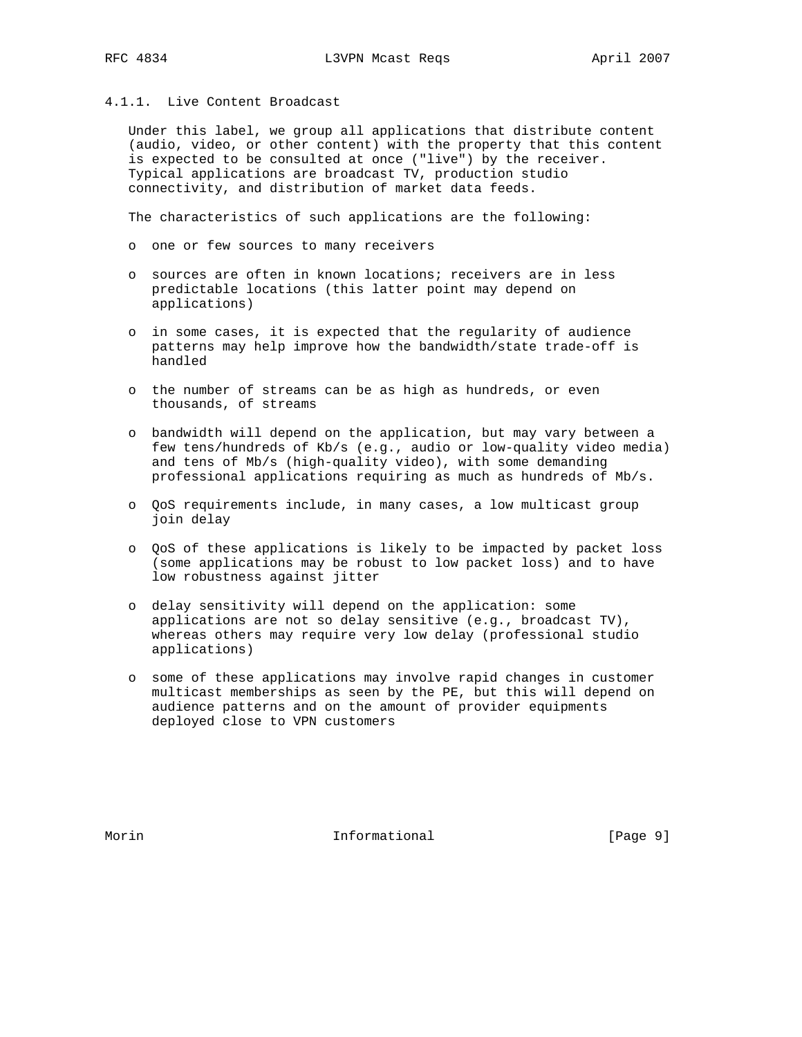#### 4.1.1. Live Content Broadcast

Under this label, we group all applications that distribute content (audio, video, or other content) with the property that this content is expected to be consulted at once ("live") by the receiver. Typical applications are broadcast TV, production studio connectivity, and distribution of market data feeds.

The characteristics of such applications are the following:

- one or few sources to many receivers
- sources are often in known locations; receivers are in less predictable locations (this latter point may depend on applications)
- in some cases, it is expected that the regularity of audience patterns may help improve how the bandwidth/state trade-off is handled
- the number of streams can be as high as hundreds, or even thousands, of streams
- bandwidth will depend on the application, but may vary between a few tens/hundreds of Kb/s (e.g., audio or low-quality video media) and tens of Mb/s (high-quality video), with some demanding professional applications requiring as much as hundreds of Mb/s.
- QoS requirements include, in many cases, a low multicast group join delay
- QoS of these applications is likely to be impacted by packet loss (some applications may be robust to low packet loss) and to have low robustness against jitter
- delay sensitivity will depend on the application: some applications are not so delay sensitive (e.g., broadcast TV), whereas others may require very low delay (professional studio applications)
- some of these applications may involve rapid changes in customer multicast memberships as seen by the PE, but this will depend on audience patterns and on the amount of provider equipments deployed close to VPN customers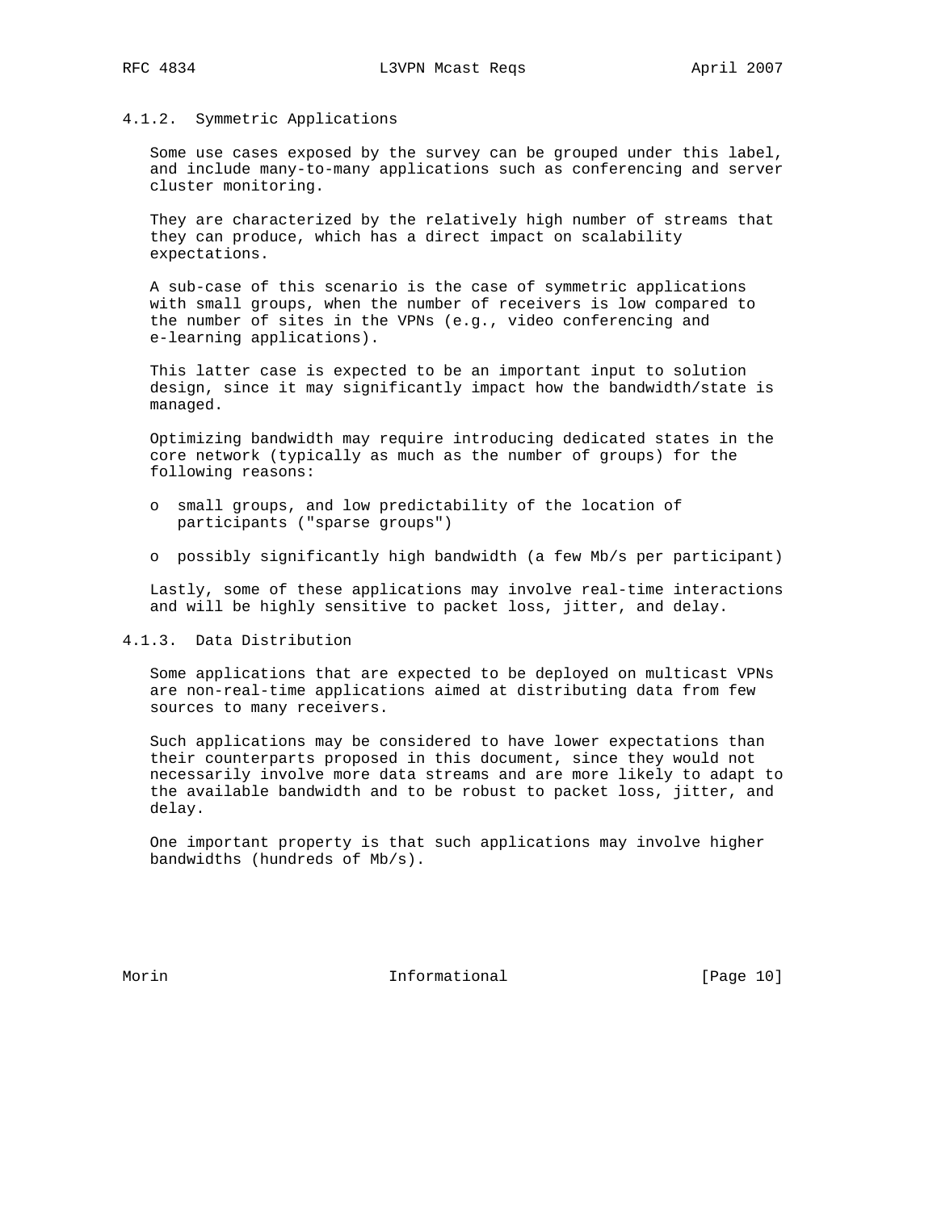#### 4.1.2. Symmetric Applications

Some use cases exposed by the survey can be grouped under this label, and include many-to-many applications such as conferencing and server cluster monitoring.

They are characterized by the relatively high number of streams that they can produce, which has a direct impact on scalability expectations.

A sub-case of this scenario is the case of symmetric applications with small groups, when the number of receivers is low compared to the number of sites in the VPNs (e.g., video conferencing and e-learning applications).

This latter case is expected to be an important input to solution design, since it may significantly impact how the bandwidth/state is managed.

Optimizing bandwidth may require introducing dedicated states in the core network (typically as much as the number of groups) for the following reasons:

- small groups, and low predictability of the location of participants ("sparse groups")
- possibly significantly high bandwidth (a few Mb/s per participant)

Lastly, some of these applications may involve real-time interactions and will be highly sensitive to packet loss, jitter, and delay.

#### 4.1.3. Data Distribution

Some applications that are expected to be deployed on multicast VPNs are non-real-time applications aimed at distributing data from few sources to many receivers.

Such applications may be considered to have lower expectations than their counterparts proposed in this document, since they would not necessarily involve more data streams and are more likely to adapt to the available bandwidth and to be robust to packet loss, jitter, and delay.

One important property is that such applications may involve higher bandwidths (hundreds of Mb/s).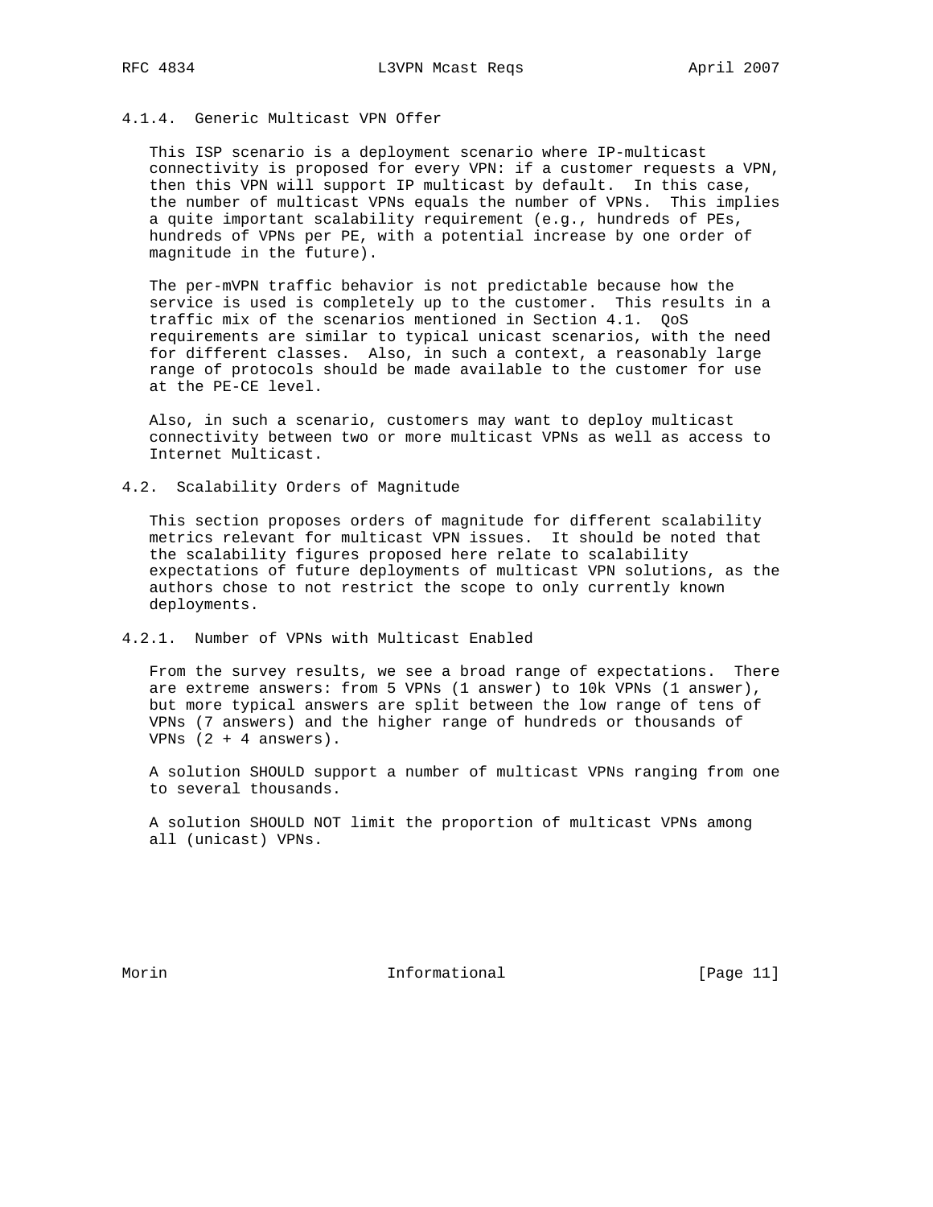#### 4.1.4. Generic Multicast VPN Offer

This ISP scenario is a deployment scenario where IP-multicast connectivity is proposed for every VPN: if a customer requests a VPN, then this VPN will support IP multicast by default. In this case, the number of multicast VPNs equals the number of VPNs. This implies a quite important scalability requirement (e.g., hundreds of PEs, hundreds of VPNs per PE, with a potential increase by one order of magnitude in the future).

The per-mVPN traffic behavior is not predictable because how the service is used is completely up to the customer. This results in a traffic mix of the scenarios mentioned in Section 4.1. QoS requirements are similar to typical unicast scenarios, with the need for different classes. Also, in such a context, a reasonably large range of protocols should be made available to the customer for use at the PE-CE level.

Also, in such a scenario, customers may want to deploy multicast connectivity between two or more multicast VPNs as well as access to Internet Multicast.

### 4.2. Scalability Orders of Magnitude

This section proposes orders of magnitude for different scalability metrics relevant for multicast VPN issues. It should be noted that the scalability figures proposed here relate to scalability expectations of future deployments of multicast VPN solutions, as the authors chose to not restrict the scope to only currently known deployments.

#### 4.2.1. Number of VPNs with Multicast Enabled

From the survey results, we see a broad range of expectations. There are extreme answers: from 5 VPNs (1 answer) to 10k VPNs (1 answer), but more typical answers are split between the low range of tens of VPNs (7 answers) and the higher range of hundreds or thousands of VPNs (2 + 4 answers).

A solution SHOULD support a number of multicast VPNs ranging from one to several thousands.

A solution SHOULD NOT limit the proportion of multicast VPNs among all (unicast) VPNs.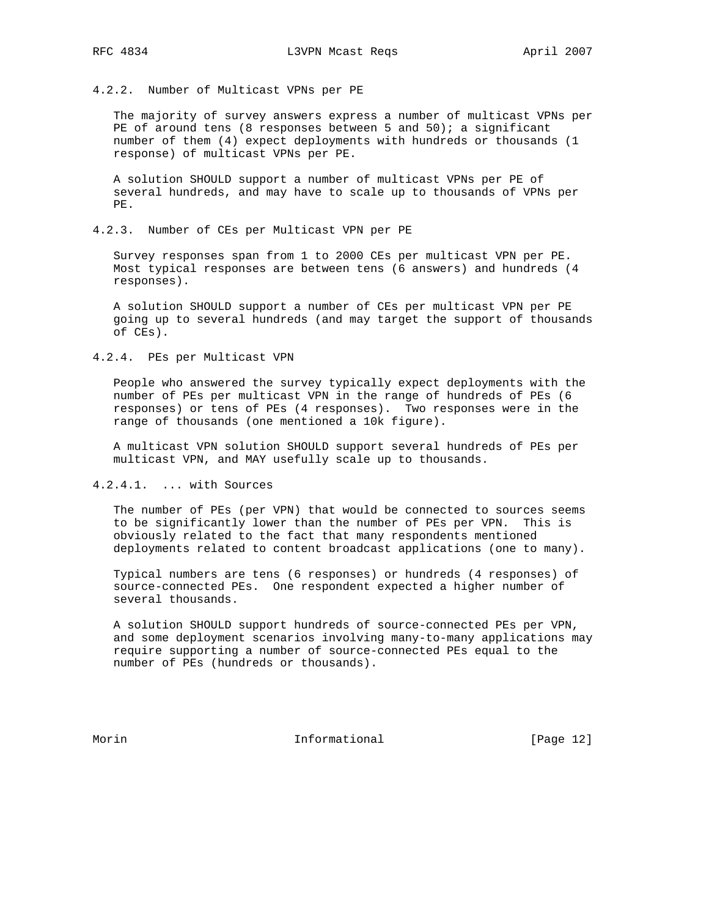#### 4.2.2. Number of Multicast VPNs per PE

The majority of survey answers express a number of multicast VPNs per PE of around tens (8 responses between 5 and 50); a significant number of them (4) expect deployments with hundreds or thousands (1 response) of multicast VPNs per PE.

A solution SHOULD support a number of multicast VPNs per PE of several hundreds, and may have to scale up to thousands of VPNs per PE.

#### 4.2.3. Number of CEs per Multicast VPN per PE

Survey responses span from 1 to 2000 CEs per multicast VPN per PE. Most typical responses are between tens (6 answers) and hundreds (4 responses).

A solution SHOULD support a number of CEs per multicast VPN per PE going up to several hundreds (and may target the support of thousands of CEs).

#### 4.2.4. PEs per Multicast VPN

People who answered the survey typically expect deployments with the number of PEs per multicast VPN in the range of hundreds of PEs (6 responses) or tens of PEs (4 responses). Two responses were in the range of thousands (one mentioned a 10k figure).

A multicast VPN solution SHOULD support several hundreds of PEs per multicast VPN, and MAY usefully scale up to thousands.

##### 4.2.4.1. ... with Sources

The number of PEs (per VPN) that would be connected to sources seems to be significantly lower than the number of PEs per VPN. This is obviously related to the fact that many respondents mentioned deployments related to content broadcast applications (one to many).

Typical numbers are tens (6 responses) or hundreds (4 responses) of source-connected PEs. One respondent expected a higher number of several thousands.

A solution SHOULD support hundreds of source-connected PEs per VPN, and some deployment scenarios involving many-to-many applications may require supporting a number of source-connected PEs equal to the number of PEs (hundreds or thousands).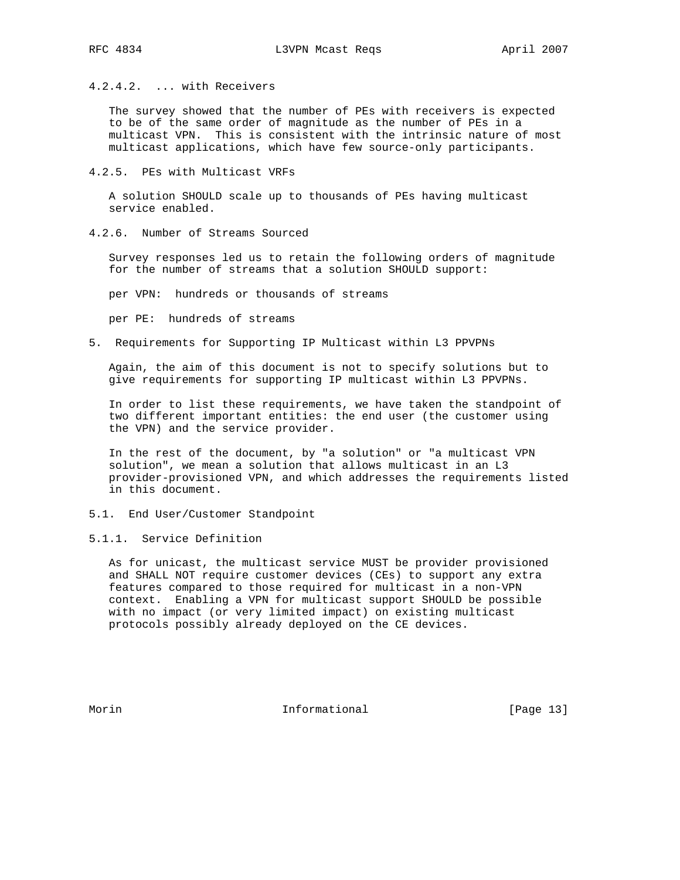#### 4.2.4.2. ... with Receivers

The survey showed that the number of PEs with receivers is expected to be of the same order of magnitude as the number of PEs in a multicast VPN. This is consistent with the intrinsic nature of most multicast applications, which have few source-only participants.

### 4.2.5. PEs with Multicast VRFs

A solution SHOULD scale up to thousands of PEs having multicast service enabled.

### 4.2.6. Number of Streams Sourced

Survey responses led us to retain the following orders of magnitude for the number of streams that a solution SHOULD support:

per VPN: hundreds or thousands of streams

per PE: hundreds of streams

# 5. Requirements for Supporting IP Multicast within L3 PPVPNs

Again, the aim of this document is not to specify solutions but to give requirements for supporting IP multicast within L3 PPVPNs.

In order to list these requirements, we have taken the standpoint of two different important entities: the end user (the customer using the VPN) and the service provider.

In the rest of the document, by "a solution" or "a multicast VPN solution", we mean a solution that allows multicast in an L3 provider-provisioned VPN, and which addresses the requirements listed in this document.

## 5.1. End User/Customer Standpoint

### 5.1.1. Service Definition

As for unicast, the multicast service MUST be provider provisioned and SHALL NOT require customer devices (CEs) to support any extra features compared to those required for multicast in a non-VPN context. Enabling a VPN for multicast support SHOULD be possible with no impact (or very limited impact) on existing multicast protocols possibly already deployed on the CE devices.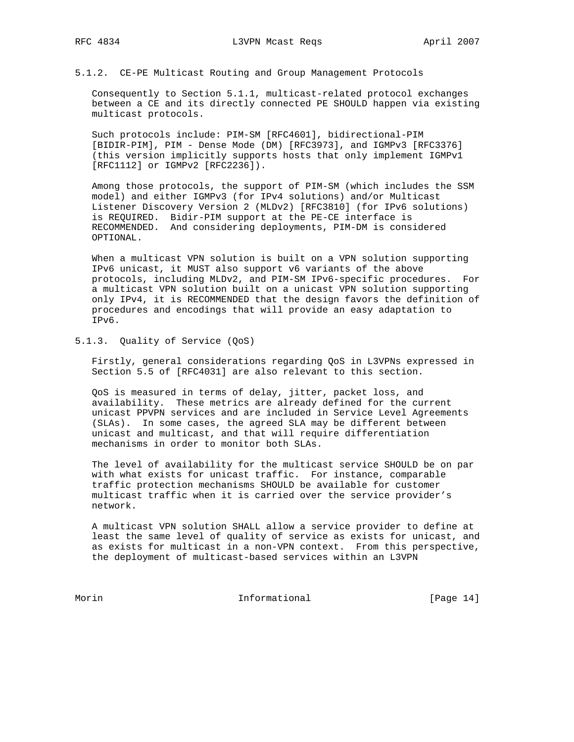#### 5.1.2. CE-PE Multicast Routing and Group Management Protocols

Consequently to Section 5.1.1, multicast-related protocol exchanges between a CE and its directly connected PE SHOULD happen via existing multicast protocols.

Such protocols include: PIM-SM [RFC4601], bidirectional-PIM [BIDIR-PIM], PIM - Dense Mode (DM) [RFC3973], and IGMPv3 [RFC3376] (this version implicitly supports hosts that only implement IGMPv1 [RFC1112] or IGMPv2 [RFC2236]).

Among those protocols, the support of PIM-SM (which includes the SSM model) and either IGMPv3 (for IPv4 solutions) and/or Multicast Listener Discovery Version 2 (MLDv2) [RFC3810] (for IPv6 solutions) is REQUIRED. Bidir-PIM support at the PE-CE interface is RECOMMENDED. And considering deployments, PIM-DM is considered OPTIONAL.

When a multicast VPN solution is built on a VPN solution supporting IPv6 unicast, it MUST also support v6 variants of the above protocols, including MLDv2, and PIM-SM IPv6-specific procedures. For a multicast VPN solution built on a unicast VPN solution supporting only IPv4, it is RECOMMENDED that the design favors the definition of procedures and encodings that will provide an easy adaptation to IPv6.

#### 5.1.3. Quality of Service (QoS)

Firstly, general considerations regarding QoS in L3VPNs expressed in Section 5.5 of [RFC4031] are also relevant to this section.

QoS is measured in terms of delay, jitter, packet loss, and availability. These metrics are already defined for the current unicast PPVPN services and are included in Service Level Agreements (SLAs). In some cases, the agreed SLA may be different between unicast and multicast, and that will require differentiation mechanisms in order to monitor both SLAs.

The level of availability for the multicast service SHOULD be on par with what exists for unicast traffic. For instance, comparable traffic protection mechanisms SHOULD be available for customer multicast traffic when it is carried over the service provider's network.

A multicast VPN solution SHALL allow a service provider to define at least the same level of quality of service as exists for unicast, and as exists for multicast in a non-VPN context. From this perspective, the deployment of multicast-based services within an L3VPN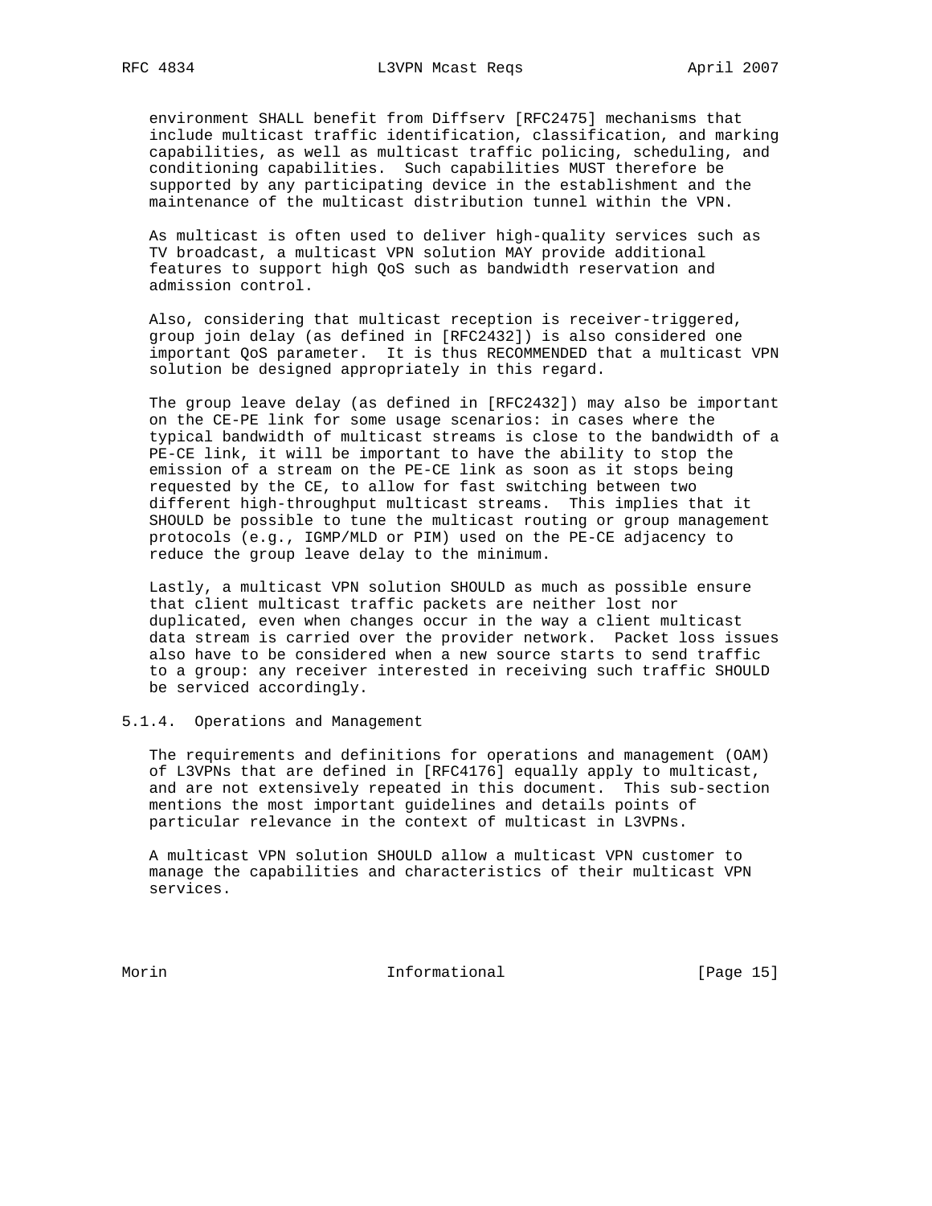environment SHALL benefit from Diffserv [RFC2475] mechanisms that include multicast traffic identification, classification, and marking capabilities, as well as multicast traffic policing, scheduling, and conditioning capabilities. Such capabilities MUST therefore be supported by any participating device in the establishment and the maintenance of the multicast distribution tunnel within the VPN.

As multicast is often used to deliver high-quality services such as TV broadcast, a multicast VPN solution MAY provide additional features to support high QoS such as bandwidth reservation and admission control.

Also, considering that multicast reception is receiver-triggered, group join delay (as defined in [RFC2432]) is also considered one important QoS parameter. It is thus RECOMMENDED that a multicast VPN solution be designed appropriately in this regard.

The group leave delay (as defined in [RFC2432]) may also be important on the CE-PE link for some usage scenarios: in cases where the typical bandwidth of multicast streams is close to the bandwidth of a PE-CE link, it will be important to have the ability to stop the emission of a stream on the PE-CE link as soon as it stops being requested by the CE, to allow for fast switching between two different high-throughput multicast streams. This implies that it SHOULD be possible to tune the multicast routing or group management protocols (e.g., IGMP/MLD or PIM) used on the PE-CE adjacency to reduce the group leave delay to the minimum.

Lastly, a multicast VPN solution SHOULD as much as possible ensure that client multicast traffic packets are neither lost nor duplicated, even when changes occur in the way a client multicast data stream is carried over the provider network. Packet loss issues also have to be considered when a new source starts to send traffic to a group: any receiver interested in receiving such traffic SHOULD be serviced accordingly.

#### 5.1.4. Operations and Management

The requirements and definitions for operations and management (OAM) of L3VPNs that are defined in [RFC4176] equally apply to multicast, and are not extensively repeated in this document. This sub-section mentions the most important guidelines and details points of particular relevance in the context of multicast in L3VPNs.

A multicast VPN solution SHOULD allow a multicast VPN customer to manage the capabilities and characteristics of their multicast VPN services.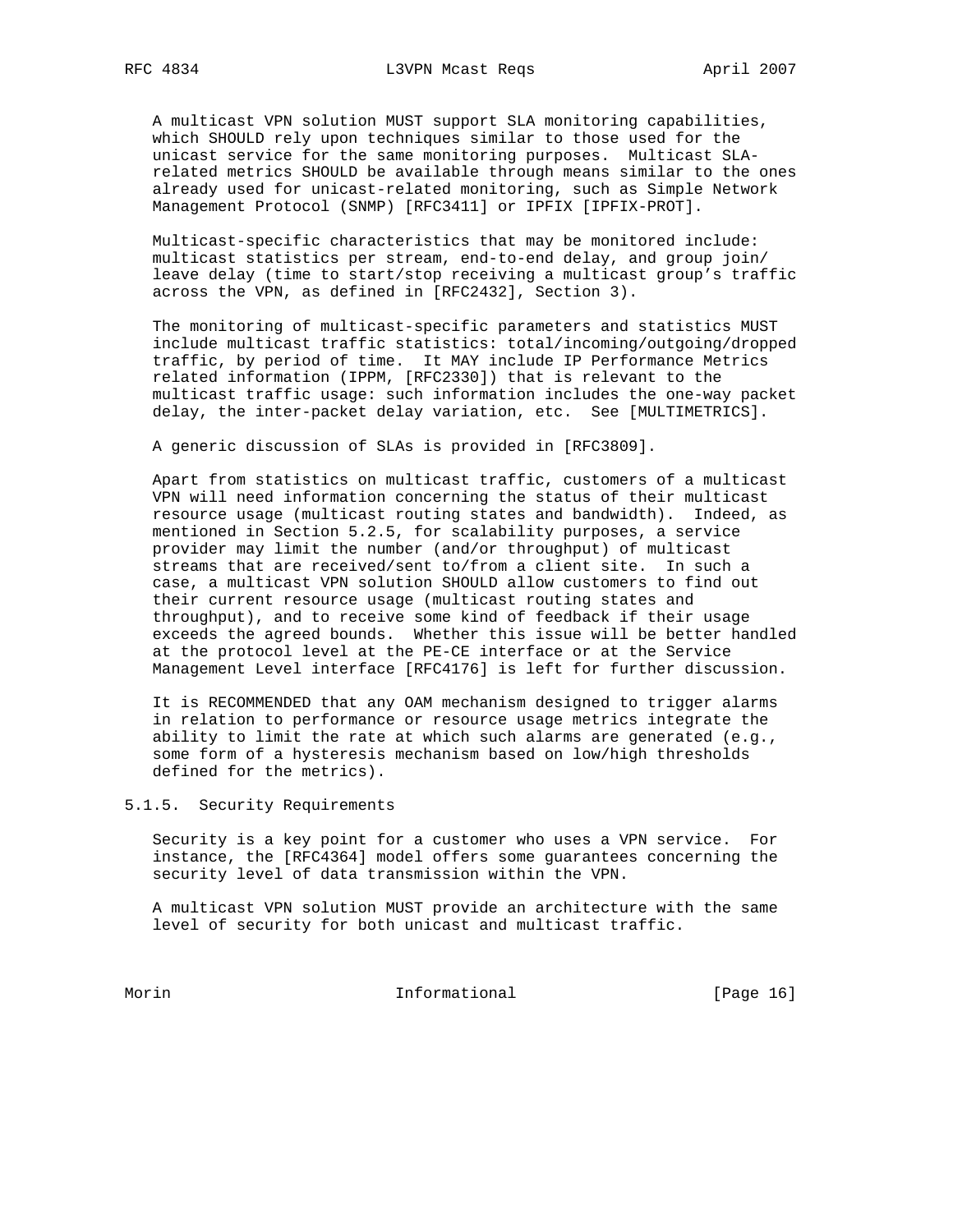A multicast VPN solution MUST support SLA monitoring capabilities, which SHOULD rely upon techniques similar to those used for the unicast service for the same monitoring purposes. Multicast SLA-related metrics SHOULD be available through means similar to the ones already used for unicast-related monitoring, such as Simple Network Management Protocol (SNMP) [RFC3411] or IPFIX [IPFIX-PROT].

Multicast-specific characteristics that may be monitored include: multicast statistics per stream, end-to-end delay, and group join/leave delay (time to start/stop receiving a multicast group's traffic across the VPN, as defined in [RFC2432], Section 3).

The monitoring of multicast-specific parameters and statistics MUST include multicast traffic statistics: total/incoming/outgoing/dropped traffic, by period of time. It MAY include IP Performance Metrics related information (IPPM, [RFC2330]) that is relevant to the multicast traffic usage: such information includes the one-way packet delay, the inter-packet delay variation, etc. See [MULTIMETRICS].

A generic discussion of SLAs is provided in [RFC3809].

Apart from statistics on multicast traffic, customers of a multicast VPN will need information concerning the status of their multicast resource usage (multicast routing states and bandwidth). Indeed, as mentioned in Section 5.2.5, for scalability purposes, a service provider may limit the number (and/or throughput) of multicast streams that are received/sent to/from a client site. In such a case, a multicast VPN solution SHOULD allow customers to find out their current resource usage (multicast routing states and throughput), and to receive some kind of feedback if their usage exceeds the agreed bounds. Whether this issue will be better handled at the protocol level at the PE-CE interface or at the Service Management Level interface [RFC4176] is left for further discussion.

It is RECOMMENDED that any OAM mechanism designed to trigger alarms in relation to performance or resource usage metrics integrate the ability to limit the rate at which such alarms are generated (e.g., some form of a hysteresis mechanism based on low/high thresholds defined for the metrics).

### 5.1.5. Security Requirements

Security is a key point for a customer who uses a VPN service. For instance, the [RFC4364] model offers some guarantees concerning the security level of data transmission within the VPN.

A multicast VPN solution MUST provide an architecture with the same level of security for both unicast and multicast traffic.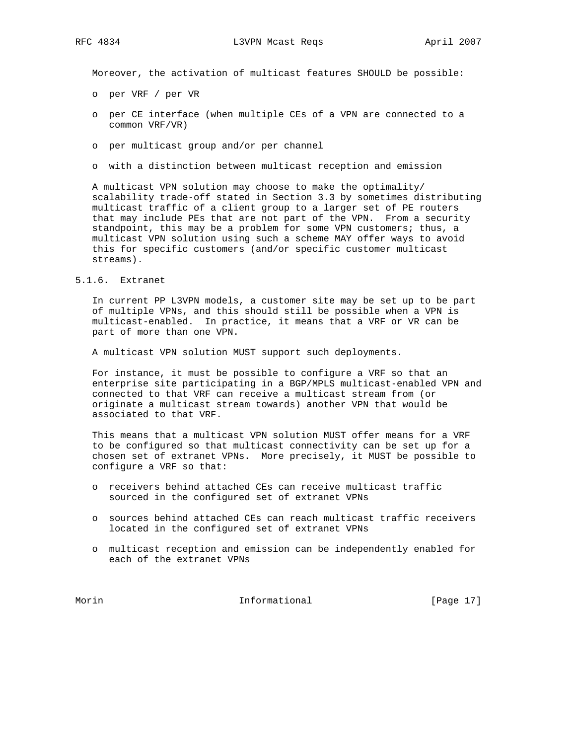Moreover, the activation of multicast features SHOULD be possible:

- per VRF / per VR
- per CE interface (when multiple CEs of a VPN are connected to a common VRF/VR)
- per multicast group and/or per channel
- with a distinction between multicast reception and emission

A multicast VPN solution may choose to make the optimality/ scalability trade-off stated in Section 3.3 by sometimes distributing multicast traffic of a client group to a larger set of PE routers that may include PEs that are not part of the VPN. From a security standpoint, this may be a problem for some VPN customers; thus, a multicast VPN solution using such a scheme MAY offer ways to avoid this for specific customers (and/or specific customer multicast streams).

#### 5.1.6. Extranet

In current PP L3VPN models, a customer site may be set up to be part of multiple VPNs, and this should still be possible when a VPN is multicast-enabled. In practice, it means that a VRF or VR can be part of more than one VPN.

A multicast VPN solution MUST support such deployments.

For instance, it must be possible to configure a VRF so that an enterprise site participating in a BGP/MPLS multicast-enabled VPN and connected to that VRF can receive a multicast stream from (or originate a multicast stream towards) another VPN that would be associated to that VRF.

This means that a multicast VPN solution MUST offer means for a VRF to be configured so that multicast connectivity can be set up for a chosen set of extranet VPNs. More precisely, it MUST be possible to configure a VRF so that:

- receivers behind attached CEs can receive multicast traffic sourced in the configured set of extranet VPNs
- sources behind attached CEs can reach multicast traffic receivers located in the configured set of extranet VPNs
- multicast reception and emission can be independently enabled for each of the extranet VPNs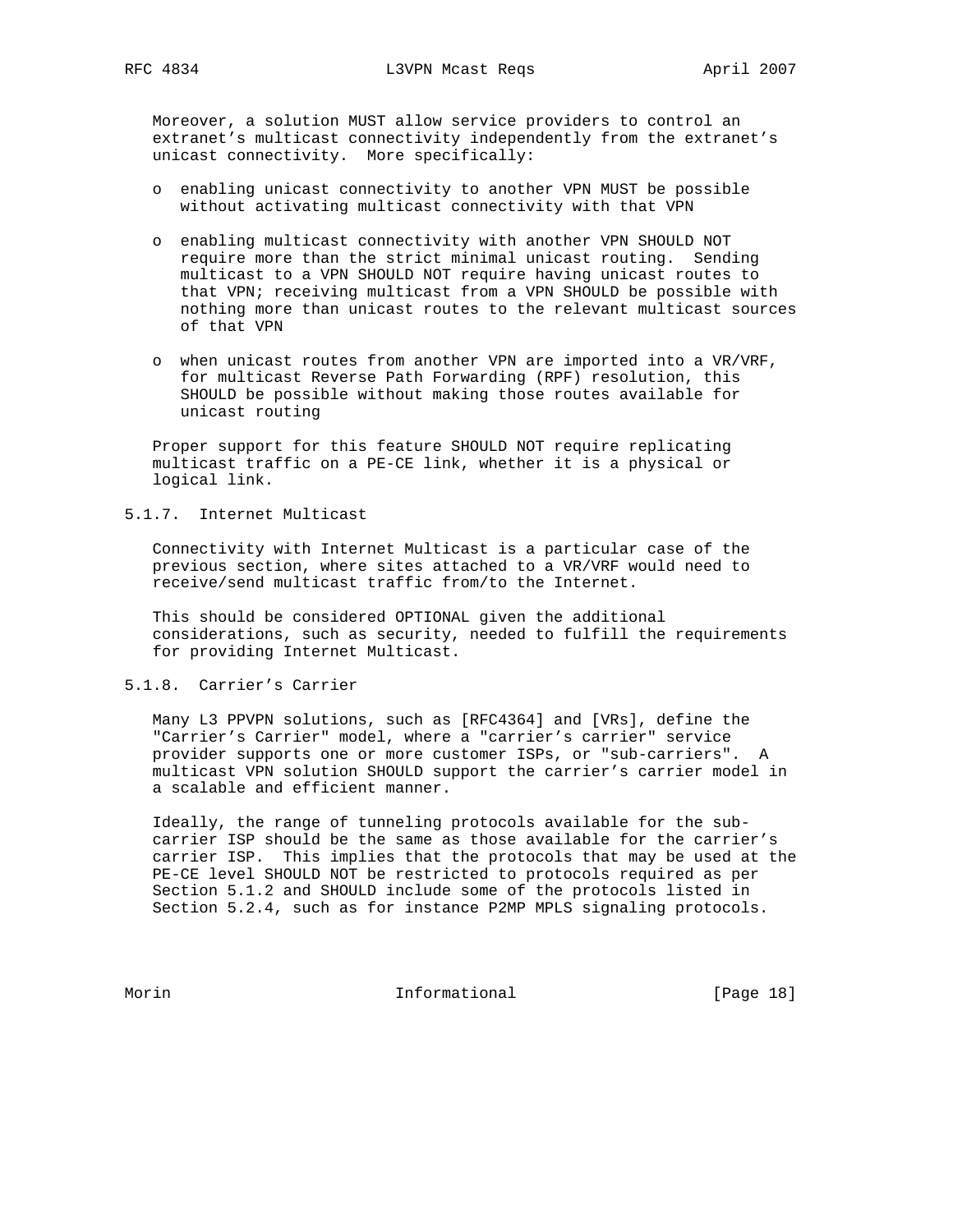Moreover, a solution MUST allow service providers to control an extranet's multicast connectivity independently from the extranet's unicast connectivity. More specifically:

- enabling unicast connectivity to another VPN MUST be possible without activating multicast connectivity with that VPN
- enabling multicast connectivity with another VPN SHOULD NOT require more than the strict minimal unicast routing. Sending multicast to a VPN SHOULD NOT require having unicast routes to that VPN; receiving multicast from a VPN SHOULD be possible with nothing more than unicast routes to the relevant multicast sources of that VPN
- when unicast routes from another VPN are imported into a VR/VRF, for multicast Reverse Path Forwarding (RPF) resolution, this SHOULD be possible without making those routes available for unicast routing

Proper support for this feature SHOULD NOT require replicating multicast traffic on a PE-CE link, whether it is a physical or logical link.

#### 5.1.7. Internet Multicast

Connectivity with Internet Multicast is a particular case of the previous section, where sites attached to a VR/VRF would need to receive/send multicast traffic from/to the Internet.

This should be considered OPTIONAL given the additional considerations, such as security, needed to fulfill the requirements for providing Internet Multicast.

#### 5.1.8. Carrier's Carrier

Many L3 PPVPN solutions, such as [RFC4364] and [VRs], define the "Carrier's Carrier" model, where a "carrier's carrier" service provider supports one or more customer ISPs, or "sub-carriers". A multicast VPN solution SHOULD support the carrier's carrier model in a scalable and efficient manner.

Ideally, the range of tunneling protocols available for the sub-carrier ISP should be the same as those available for the carrier's carrier ISP. This implies that the protocols that may be used at the PE-CE level SHOULD NOT be restricted to protocols required as per Section 5.1.2 and SHOULD include some of the protocols listed in Section 5.2.4, such as for instance P2MP MPLS signaling protocols.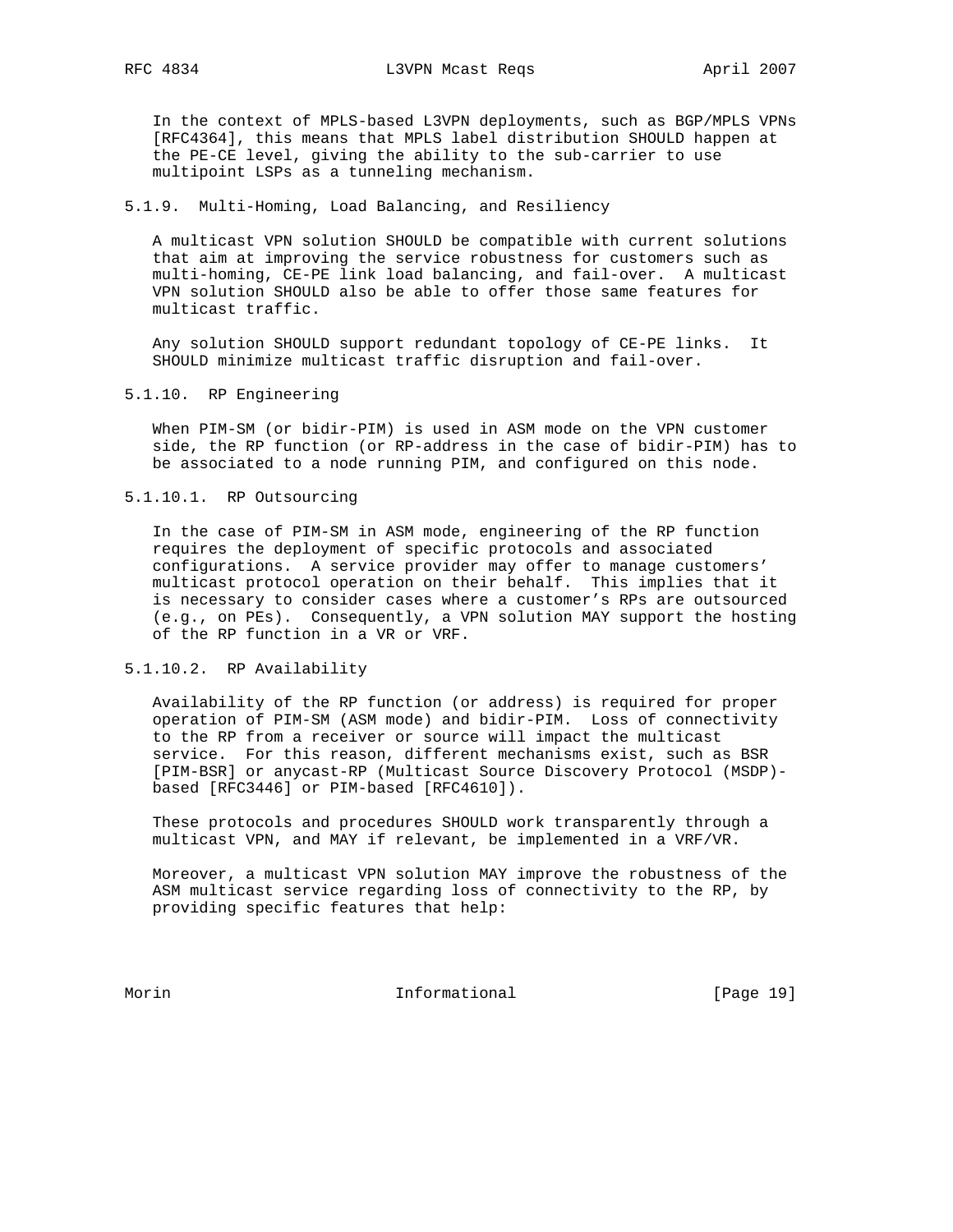In the context of MPLS-based L3VPN deployments, such as BGP/MPLS VPNs [RFC4364], this means that MPLS label distribution SHOULD happen at the PE-CE level, giving the ability to the sub-carrier to use multipoint LSPs as a tunneling mechanism.

#### 5.1.9. Multi-Homing, Load Balancing, and Resiliency

A multicast VPN solution SHOULD be compatible with current solutions that aim at improving the service robustness for customers such as multi-homing, CE-PE link load balancing, and fail-over. A multicast VPN solution SHOULD also be able to offer those same features for multicast traffic.

Any solution SHOULD support redundant topology of CE-PE links. It SHOULD minimize multicast traffic disruption and fail-over.

#### 5.1.10. RP Engineering

When PIM-SM (or bidir-PIM) is used in ASM mode on the VPN customer side, the RP function (or RP-address in the case of bidir-PIM) has to be associated to a node running PIM, and configured on this node.

##### 5.1.10.1. RP Outsourcing

In the case of PIM-SM in ASM mode, engineering of the RP function requires the deployment of specific protocols and associated configurations. A service provider may offer to manage customers' multicast protocol operation on their behalf. This implies that it is necessary to consider cases where a customer's RPs are outsourced (e.g., on PEs). Consequently, a VPN solution MAY support the hosting of the RP function in a VR or VRF.

##### 5.1.10.2. RP Availability

Availability of the RP function (or address) is required for proper operation of PIM-SM (ASM mode) and bidir-PIM. Loss of connectivity to the RP from a receiver or source will impact the multicast service. For this reason, different mechanisms exist, such as BSR [PIM-BSR] or anycast-RP (Multicast Source Discovery Protocol (MSDP)-based [RFC3446] or PIM-based [RFC4610]).

These protocols and procedures SHOULD work transparently through a multicast VPN, and MAY if relevant, be implemented in a VRF/VR.

Moreover, a multicast VPN solution MAY improve the robustness of the ASM multicast service regarding loss of connectivity to the RP, by providing specific features that help: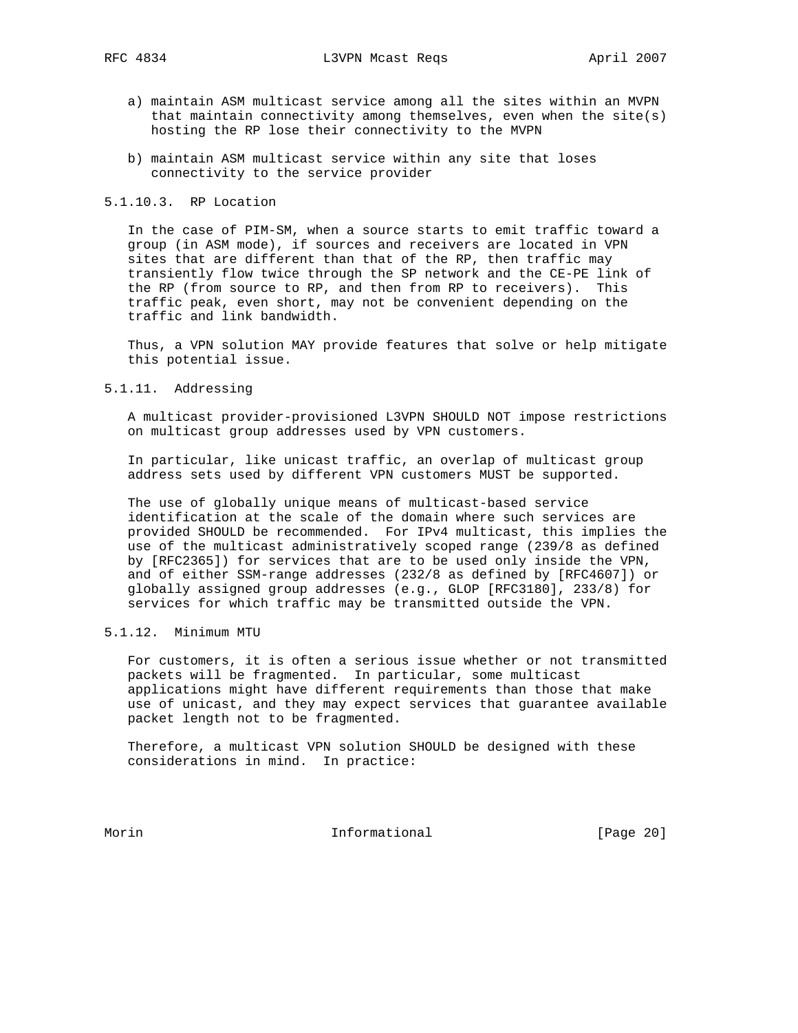a) maintain ASM multicast service among all the sites within an MVPN that maintain connectivity among themselves, even when the site(s) hosting the RP lose their connectivity to the MVPN

b) maintain ASM multicast service within any site that loses connectivity to the service provider

#### 5.1.10.3. RP Location

In the case of PIM-SM, when a source starts to emit traffic toward a group (in ASM mode), if sources and receivers are located in VPN sites that are different than that of the RP, then traffic may transiently flow twice through the SP network and the CE-PE link of the RP (from source to RP, and then from RP to receivers). This traffic peak, even short, may not be convenient depending on the traffic and link bandwidth.

Thus, a VPN solution MAY provide features that solve or help mitigate this potential issue.

### 5.1.11. Addressing

A multicast provider-provisioned L3VPN SHOULD NOT impose restrictions on multicast group addresses used by VPN customers.

In particular, like unicast traffic, an overlap of multicast group address sets used by different VPN customers MUST be supported.

The use of globally unique means of multicast-based service identification at the scale of the domain where such services are provided SHOULD be recommended. For IPv4 multicast, this implies the use of the multicast administratively scoped range (239/8 as defined by [RFC2365]) for services that are to be used only inside the VPN, and of either SSM-range addresses (232/8 as defined by [RFC4607]) or globally assigned group addresses (e.g., GLOP [RFC3180], 233/8) for services for which traffic may be transmitted outside the VPN.

### 5.1.12. Minimum MTU

For customers, it is often a serious issue whether or not transmitted packets will be fragmented. In particular, some multicast applications might have different requirements than those that make use of unicast, and they may expect services that guarantee available packet length not to be fragmented.

Therefore, a multicast VPN solution SHOULD be designed with these considerations in mind. In practice: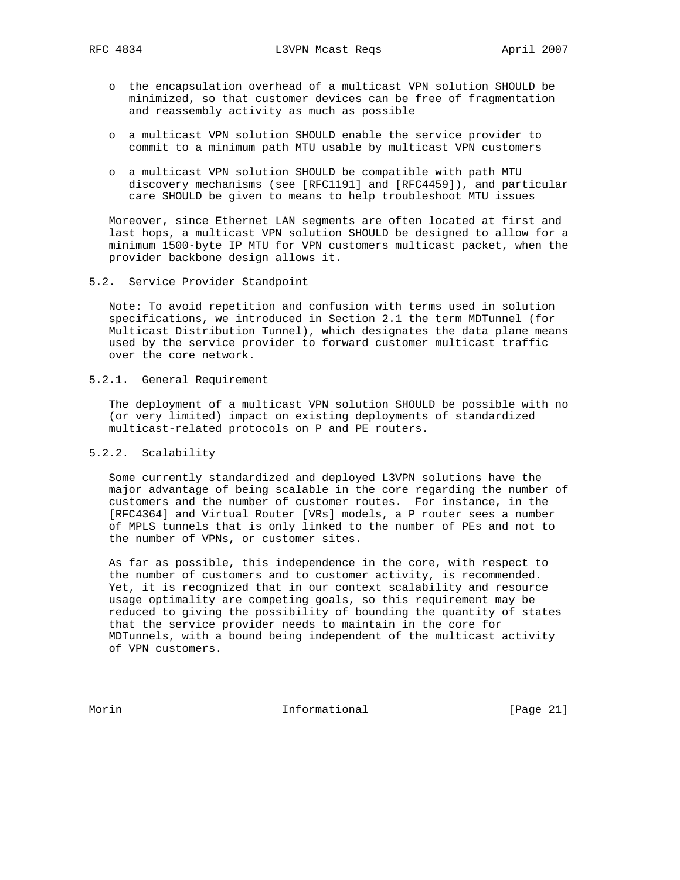- the encapsulation overhead of a multicast VPN solution SHOULD be minimized, so that customer devices can be free of fragmentation and reassembly activity as much as possible

- a multicast VPN solution SHOULD enable the service provider to commit to a minimum path MTU usable by multicast VPN customers

- a multicast VPN solution SHOULD be compatible with path MTU discovery mechanisms (see [RFC1191] and [RFC4459]), and particular care SHOULD be given to means to help troubleshoot MTU issues

Moreover, since Ethernet LAN segments are often located at first and last hops, a multicast VPN solution SHOULD be designed to allow for a minimum 1500-byte IP MTU for VPN customers multicast packet, when the provider backbone design allows it.

### 5.2. Service Provider Standpoint

Note: To avoid repetition and confusion with terms used in solution specifications, we introduced in Section 2.1 the term MDTunnel (for Multicast Distribution Tunnel), which designates the data plane means used by the service provider to forward customer multicast traffic over the core network.

#### 5.2.1. General Requirement

The deployment of a multicast VPN solution SHOULD be possible with no (or very limited) impact on existing deployments of standardized multicast-related protocols on P and PE routers.

#### 5.2.2. Scalability

Some currently standardized and deployed L3VPN solutions have the major advantage of being scalable in the core regarding the number of customers and the number of customer routes. For instance, in the [RFC4364] and Virtual Router [VRs] models, a P router sees a number of MPLS tunnels that is only linked to the number of PEs and not to the number of VPNs, or customer sites.

As far as possible, this independence in the core, with respect to the number of customers and to customer activity, is recommended. Yet, it is recognized that in our context scalability and resource usage optimality are competing goals, so this requirement may be reduced to giving the possibility of bounding the quantity of states that the service provider needs to maintain in the core for MDTunnels, with a bound being independent of the multicast activity of VPN customers.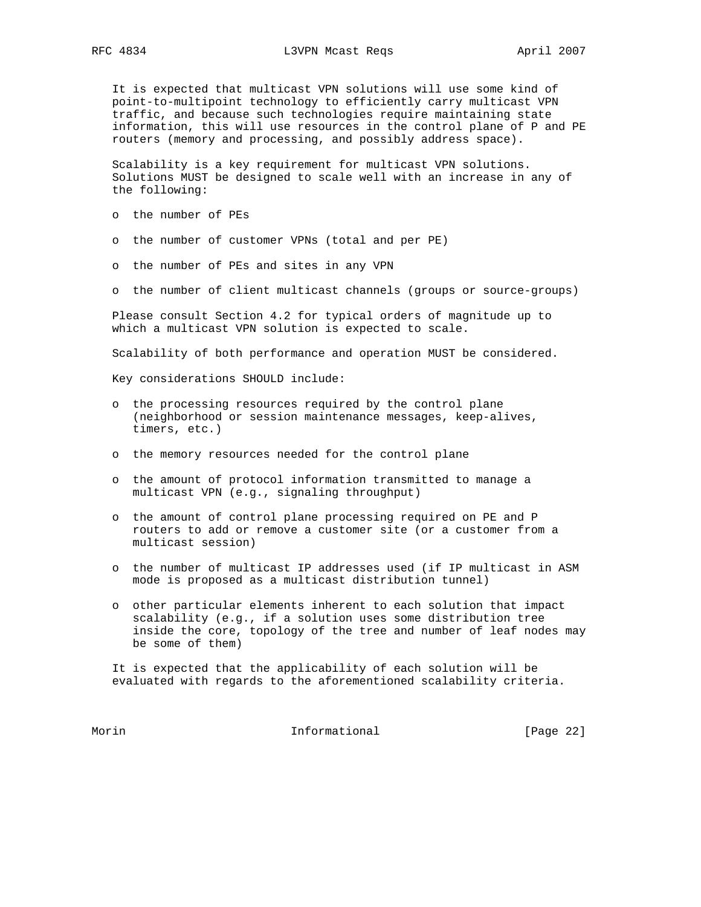It is expected that multicast VPN solutions will use some kind of point-to-multipoint technology to efficiently carry multicast VPN traffic, and because such technologies require maintaining state information, this will use resources in the control plane of P and PE routers (memory and processing, and possibly address space).

Scalability is a key requirement for multicast VPN solutions. Solutions MUST be designed to scale well with an increase in any of the following:

- the number of PEs
- the number of customer VPNs (total and per PE)
- the number of PEs and sites in any VPN
- the number of client multicast channels (groups or source-groups)

Please consult Section 4.2 for typical orders of magnitude up to which a multicast VPN solution is expected to scale.

Scalability of both performance and operation MUST be considered.

Key considerations SHOULD include:

- the processing resources required by the control plane (neighborhood or session maintenance messages, keep-alives, timers, etc.)
- the memory resources needed for the control plane
- the amount of protocol information transmitted to manage a multicast VPN (e.g., signaling throughput)
- the amount of control plane processing required on PE and P routers to add or remove a customer site (or a customer from a multicast session)
- the number of multicast IP addresses used (if IP multicast in ASM mode is proposed as a multicast distribution tunnel)
- other particular elements inherent to each solution that impact scalability (e.g., if a solution uses some distribution tree inside the core, topology of the tree and number of leaf nodes may be some of them)

It is expected that the applicability of each solution will be evaluated with regards to the aforementioned scalability criteria.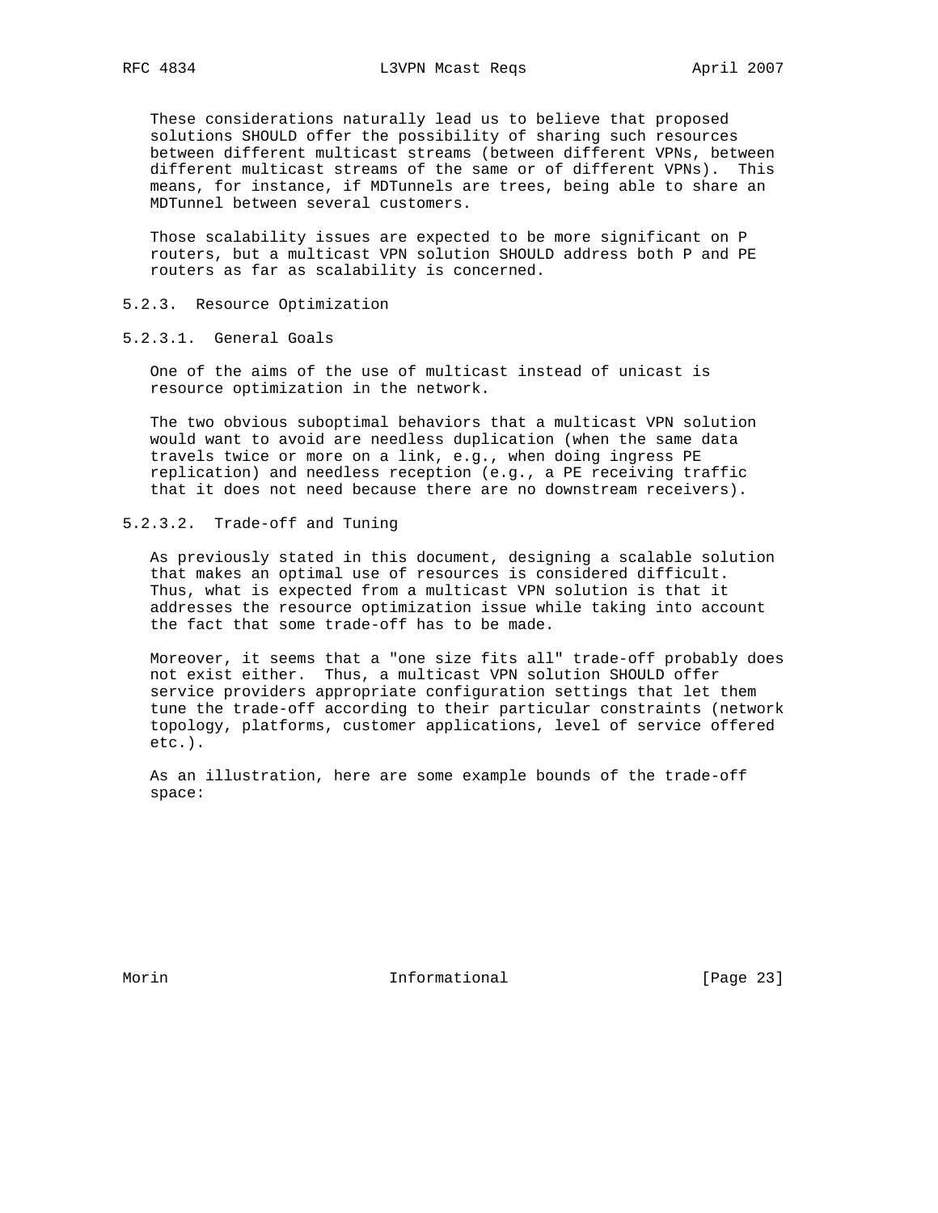These considerations naturally lead us to believe that proposed solutions SHOULD offer the possibility of sharing such resources between different multicast streams (between different VPNs, between different multicast streams of the same or of different VPNs). This means, for instance, if MDTunnels are trees, being able to share an MDTunnel between several customers.

Those scalability issues are expected to be more significant on P routers, but a multicast VPN solution SHOULD address both P and PE routers as far as scalability is concerned.

#### 5.2.3. Resource Optimization

##### 5.2.3.1. General Goals

One of the aims of the use of multicast instead of unicast is resource optimization in the network.

The two obvious suboptimal behaviors that a multicast VPN solution would want to avoid are needless duplication (when the same data travels twice or more on a link, e.g., when doing ingress PE replication) and needless reception (e.g., a PE receiving traffic that it does not need because there are no downstream receivers).

##### 5.2.3.2. Trade-off and Tuning

As previously stated in this document, designing a scalable solution that makes an optimal use of resources is considered difficult. Thus, what is expected from a multicast VPN solution is that it addresses the resource optimization issue while taking into account the fact that some trade-off has to be made.

Moreover, it seems that a "one size fits all" trade-off probably does not exist either. Thus, a multicast VPN solution SHOULD offer service providers appropriate configuration settings that let them tune the trade-off according to their particular constraints (network topology, platforms, customer applications, level of service offered etc.).

As an illustration, here are some example bounds of the trade-off space: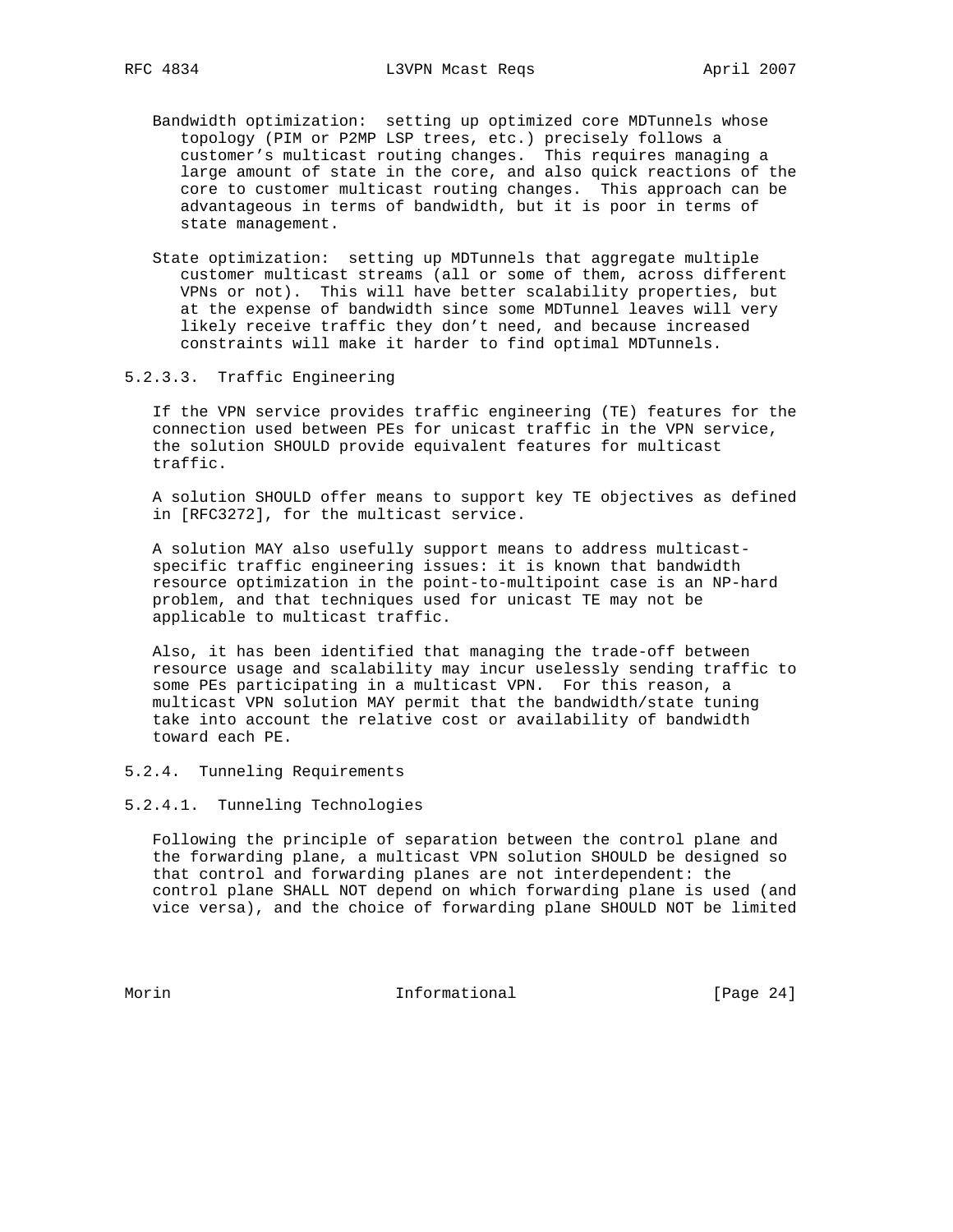Bandwidth optimization: setting up optimized core MDTunnels whose topology (PIM or P2MP LSP trees, etc.) precisely follows a customer's multicast routing changes. This requires managing a large amount of state in the core, and also quick reactions of the core to customer multicast routing changes. This approach can be advantageous in terms of bandwidth, but it is poor in terms of state management.

State optimization: setting up MDTunnels that aggregate multiple customer multicast streams (all or some of them, across different VPNs or not). This will have better scalability properties, but at the expense of bandwidth since some MDTunnel leaves will very likely receive traffic they don't need, and because increased constraints will make it harder to find optimal MDTunnels.

#### 5.2.3.3. Traffic Engineering

If the VPN service provides traffic engineering (TE) features for the connection used between PEs for unicast traffic in the VPN service, the solution SHOULD provide equivalent features for multicast traffic.

A solution SHOULD offer means to support key TE objectives as defined in [RFC3272], for the multicast service.

A solution MAY also usefully support means to address multicast-specific traffic engineering issues: it is known that bandwidth resource optimization in the point-to-multipoint case is an NP-hard problem, and that techniques used for unicast TE may not be applicable to multicast traffic.

Also, it has been identified that managing the trade-off between resource usage and scalability may incur uselessly sending traffic to some PEs participating in a multicast VPN. For this reason, a multicast VPN solution MAY permit that the bandwidth/state tuning take into account the relative cost or availability of bandwidth toward each PE.

### 5.2.4. Tunneling Requirements

#### 5.2.4.1. Tunneling Technologies

Following the principle of separation between the control plane and the forwarding plane, a multicast VPN solution SHOULD be designed so that control and forwarding planes are not interdependent: the control plane SHALL NOT depend on which forwarding plane is used (and vice versa), and the choice of forwarding plane SHOULD NOT be limited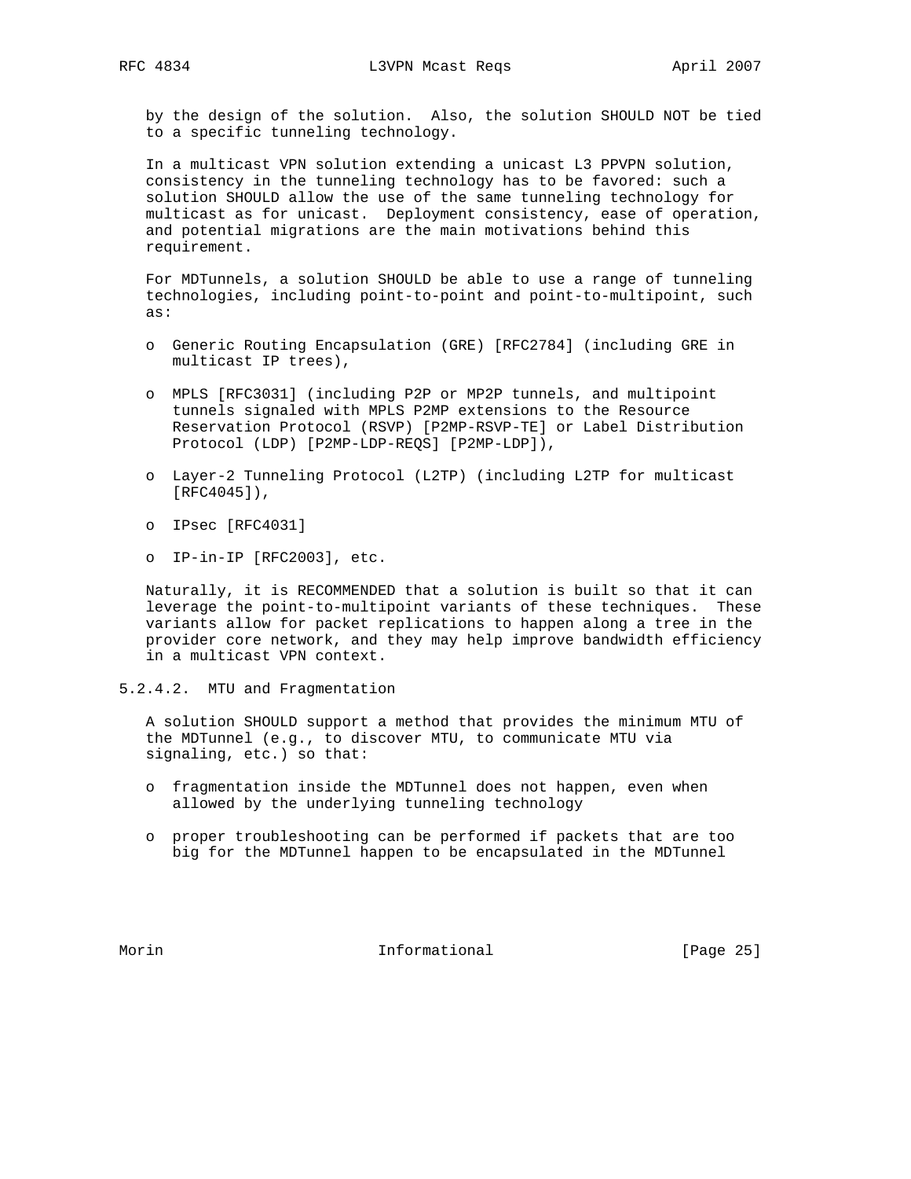by the design of the solution. Also, the solution SHOULD NOT be tied to a specific tunneling technology.

In a multicast VPN solution extending a unicast L3 PPVPN solution, consistency in the tunneling technology has to be favored: such a solution SHOULD allow the use of the same tunneling technology for multicast as for unicast. Deployment consistency, ease of operation, and potential migrations are the main motivations behind this requirement.

For MDTunnels, a solution SHOULD be able to use a range of tunneling technologies, including point-to-point and point-to-multipoint, such as:

- Generic Routing Encapsulation (GRE) [RFC2784] (including GRE in multicast IP trees),
- MPLS [RFC3031] (including P2P or MP2P tunnels, and multipoint tunnels signaled with MPLS P2MP extensions to the Resource Reservation Protocol (RSVP) [P2MP-RSVP-TE] or Label Distribution Protocol (LDP) [P2MP-LDP-REQS] [P2MP-LDP]),
- Layer-2 Tunneling Protocol (L2TP) (including L2TP for multicast [RFC4045]),
- IPsec [RFC4031]
- IP-in-IP [RFC2003], etc.

Naturally, it is RECOMMENDED that a solution is built so that it can leverage the point-to-multipoint variants of these techniques. These variants allow for packet replications to happen along a tree in the provider core network, and they may help improve bandwidth efficiency in a multicast VPN context.

#### 5.2.4.2. MTU and Fragmentation

A solution SHOULD support a method that provides the minimum MTU of the MDTunnel (e.g., to discover MTU, to communicate MTU via signaling, etc.) so that:

- fragmentation inside the MDTunnel does not happen, even when allowed by the underlying tunneling technology
- proper troubleshooting can be performed if packets that are too big for the MDTunnel happen to be encapsulated in the MDTunnel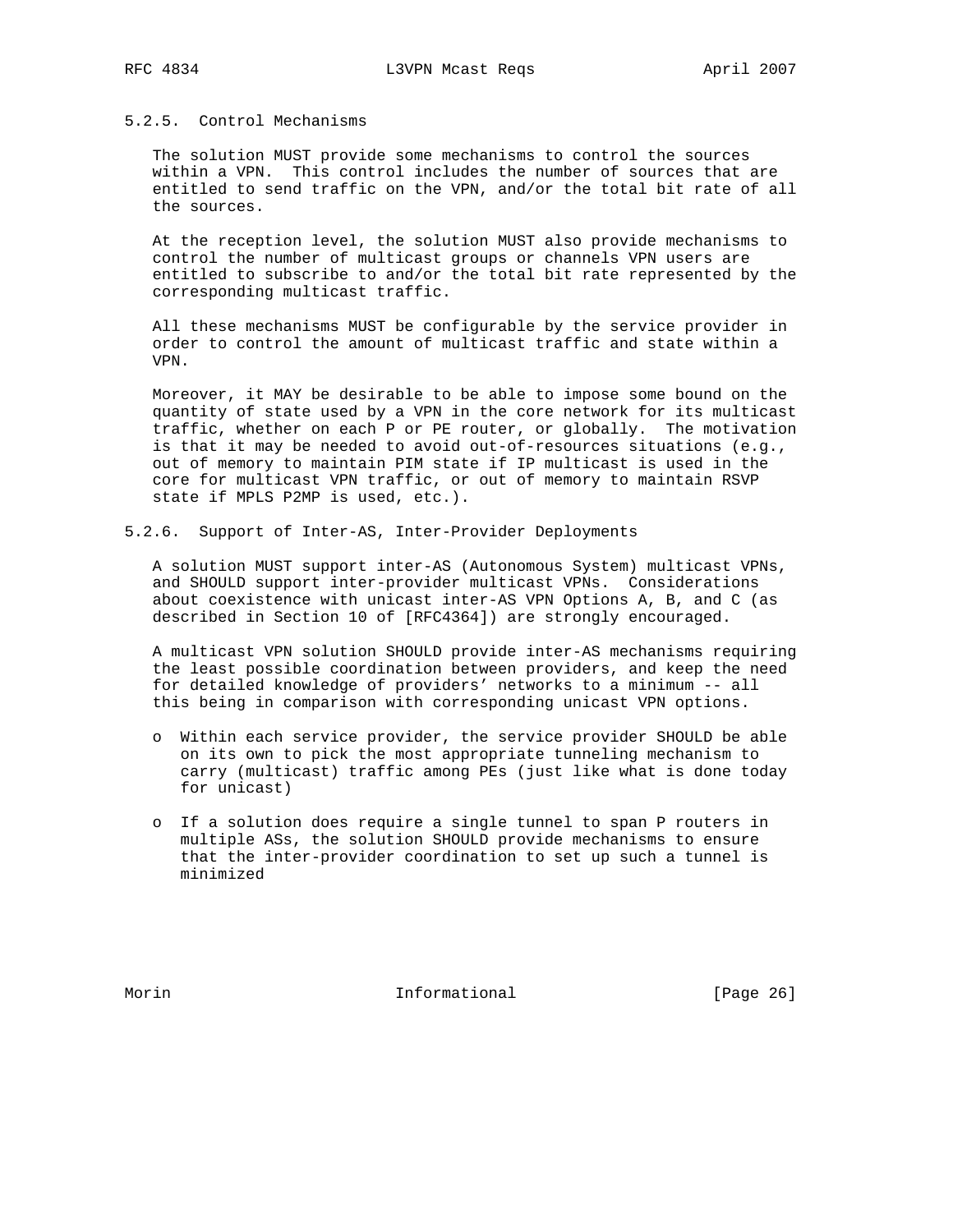#### 5.2.5. Control Mechanisms

The solution MUST provide some mechanisms to control the sources within a VPN. This control includes the number of sources that are entitled to send traffic on the VPN, and/or the total bit rate of all the sources.

At the reception level, the solution MUST also provide mechanisms to control the number of multicast groups or channels VPN users are entitled to subscribe to and/or the total bit rate represented by the corresponding multicast traffic.

All these mechanisms MUST be configurable by the service provider in order to control the amount of multicast traffic and state within a VPN.

Moreover, it MAY be desirable to be able to impose some bound on the quantity of state used by a VPN in the core network for its multicast traffic, whether on each P or PE router, or globally. The motivation is that it may be needed to avoid out-of-resources situations (e.g., out of memory to maintain PIM state if IP multicast is used in the core for multicast VPN traffic, or out of memory to maintain RSVP state if MPLS P2MP is used, etc.).

#### 5.2.6. Support of Inter-AS, Inter-Provider Deployments

A solution MUST support inter-AS (Autonomous System) multicast VPNs, and SHOULD support inter-provider multicast VPNs. Considerations about coexistence with unicast inter-AS VPN Options A, B, and C (as described in Section 10 of [RFC4364]) are strongly encouraged.

A multicast VPN solution SHOULD provide inter-AS mechanisms requiring the least possible coordination between providers, and keep the need for detailed knowledge of providers' networks to a minimum -- all this being in comparison with corresponding unicast VPN options.

- Within each service provider, the service provider SHOULD be able on its own to pick the most appropriate tunneling mechanism to carry (multicast) traffic among PEs (just like what is done today for unicast)

- If a solution does require a single tunnel to span P routers in multiple ASs, the solution SHOULD provide mechanisms to ensure that the inter-provider coordination to set up such a tunnel is minimized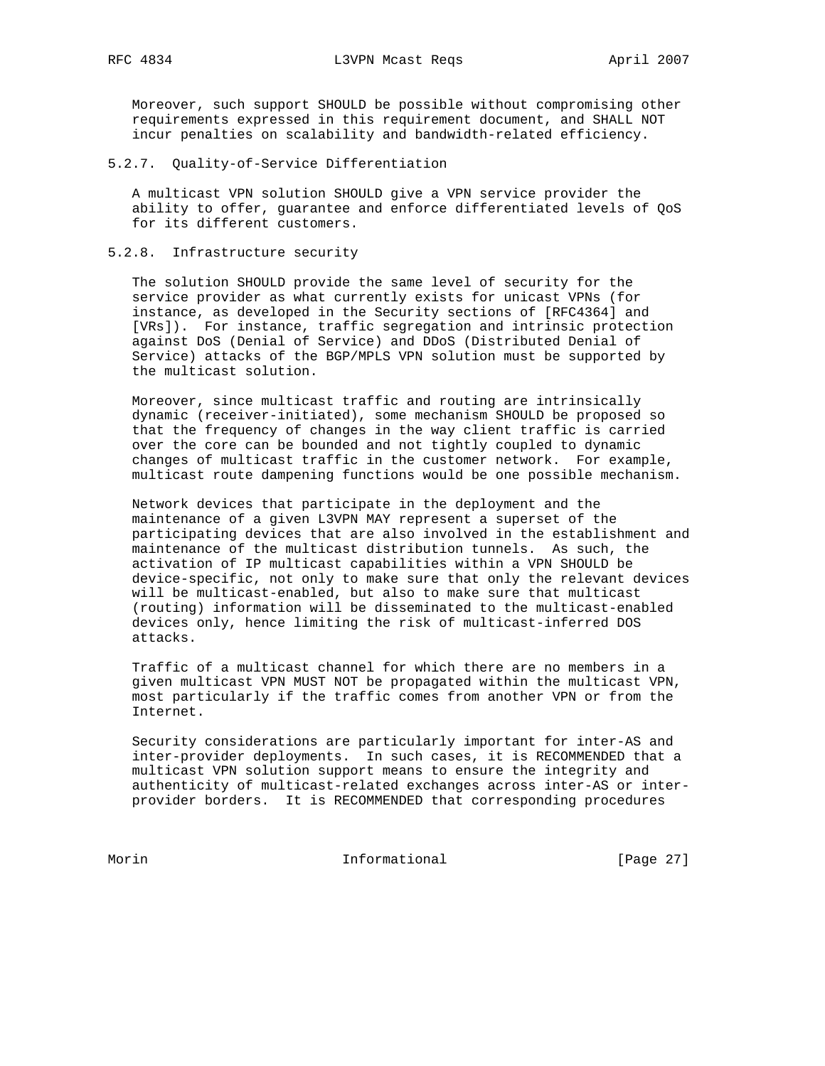Moreover, such support SHOULD be possible without compromising other requirements expressed in this requirement document, and SHALL NOT incur penalties on scalability and bandwidth-related efficiency.

#### 5.2.7. Quality-of-Service Differentiation

A multicast VPN solution SHOULD give a VPN service provider the ability to offer, guarantee and enforce differentiated levels of QoS for its different customers.

#### 5.2.8. Infrastructure security

The solution SHOULD provide the same level of security for the service provider as what currently exists for unicast VPNs (for instance, as developed in the Security sections of [RFC4364] and [VRs]). For instance, traffic segregation and intrinsic protection against DoS (Denial of Service) and DDoS (Distributed Denial of Service) attacks of the BGP/MPLS VPN solution must be supported by the multicast solution.

Moreover, since multicast traffic and routing are intrinsically dynamic (receiver-initiated), some mechanism SHOULD be proposed so that the frequency of changes in the way client traffic is carried over the core can be bounded and not tightly coupled to dynamic changes of multicast traffic in the customer network. For example, multicast route dampening functions would be one possible mechanism.

Network devices that participate in the deployment and the maintenance of a given L3VPN MAY represent a superset of the participating devices that are also involved in the establishment and maintenance of the multicast distribution tunnels. As such, the activation of IP multicast capabilities within a VPN SHOULD be device-specific, not only to make sure that only the relevant devices will be multicast-enabled, but also to make sure that multicast (routing) information will be disseminated to the multicast-enabled devices only, hence limiting the risk of multicast-inferred DOS attacks.

Traffic of a multicast channel for which there are no members in a given multicast VPN MUST NOT be propagated within the multicast VPN, most particularly if the traffic comes from another VPN or from the Internet.

Security considerations are particularly important for inter-AS and inter-provider deployments. In such cases, it is RECOMMENDED that a multicast VPN solution support means to ensure the integrity and authenticity of multicast-related exchanges across inter-AS or inter-provider borders. It is RECOMMENDED that corresponding procedures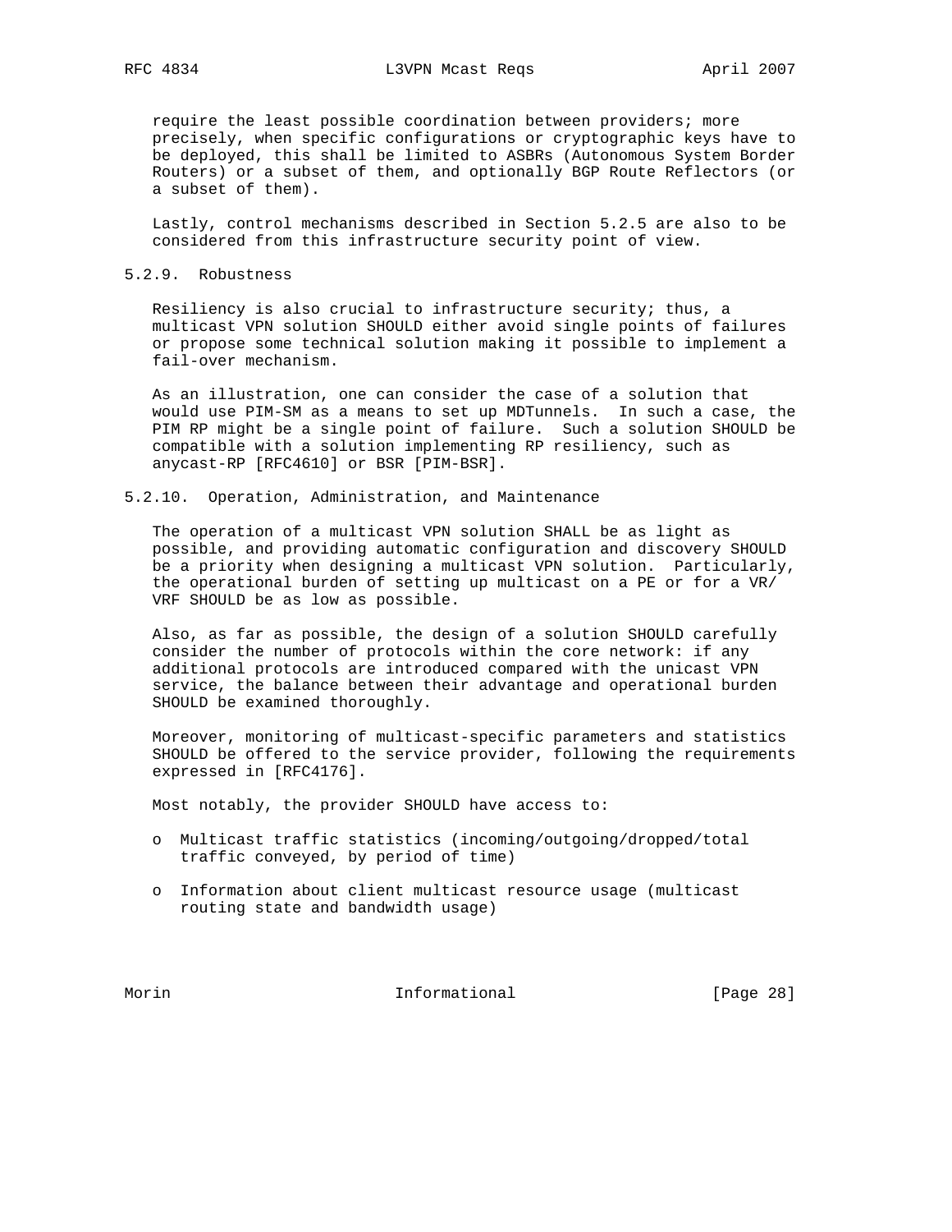require the least possible coordination between providers; more precisely, when specific configurations or cryptographic keys have to be deployed, this shall be limited to ASBRs (Autonomous System Border Routers) or a subset of them, and optionally BGP Route Reflectors (or a subset of them).

Lastly, control mechanisms described in Section 5.2.5 are also to be considered from this infrastructure security point of view.

#### 5.2.9. Robustness

Resiliency is also crucial to infrastructure security; thus, a multicast VPN solution SHOULD either avoid single points of failures or propose some technical solution making it possible to implement a fail-over mechanism.

As an illustration, one can consider the case of a solution that would use PIM-SM as a means to set up MDTunnels. In such a case, the PIM RP might be a single point of failure. Such a solution SHOULD be compatible with a solution implementing RP resiliency, such as anycast-RP [RFC4610] or BSR [PIM-BSR].

#### 5.2.10. Operation, Administration, and Maintenance

The operation of a multicast VPN solution SHALL be as light as possible, and providing automatic configuration and discovery SHOULD be a priority when designing a multicast VPN solution. Particularly, the operational burden of setting up multicast on a PE or for a VR/VRF SHOULD be as low as possible.

Also, as far as possible, the design of a solution SHOULD carefully consider the number of protocols within the core network: if any additional protocols are introduced compared with the unicast VPN service, the balance between their advantage and operational burden SHOULD be examined thoroughly.

Moreover, monitoring of multicast-specific parameters and statistics SHOULD be offered to the service provider, following the requirements expressed in [RFC4176].

Most notably, the provider SHOULD have access to:

- Multicast traffic statistics (incoming/outgoing/dropped/total traffic conveyed, by period of time)
- Information about client multicast resource usage (multicast routing state and bandwidth usage)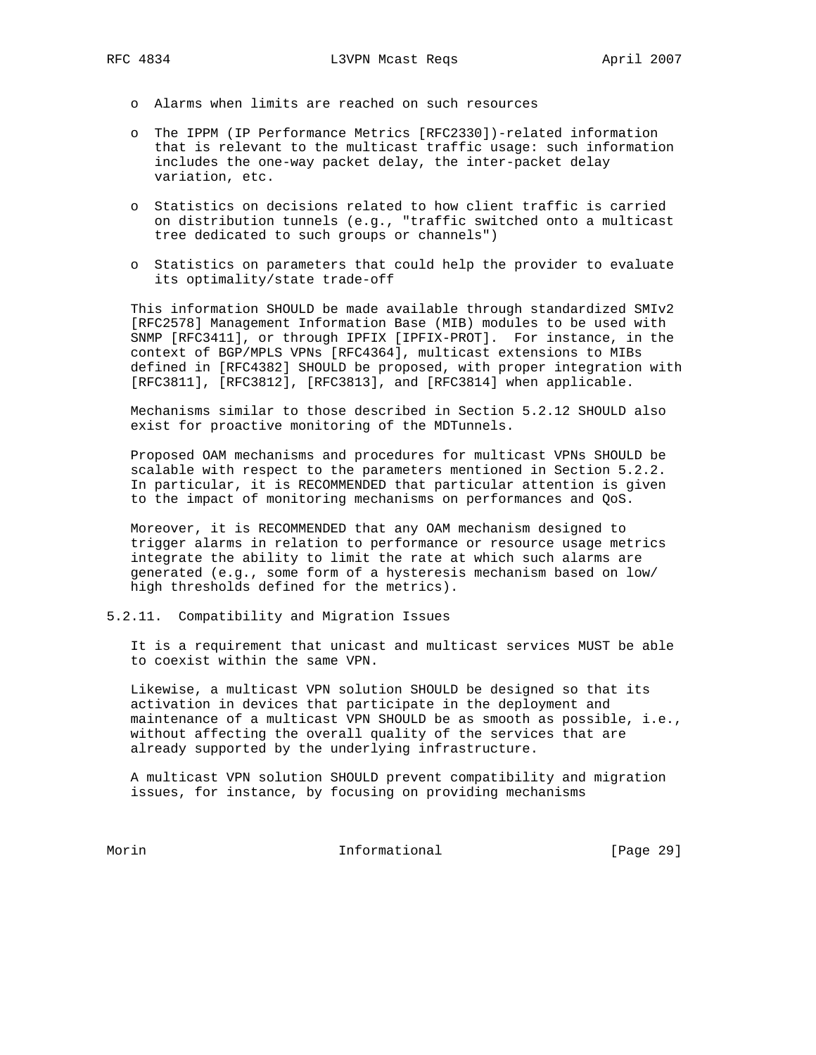- Alarms when limits are reached on such resources

- The IPPM (IP Performance Metrics [RFC2330])-related information that is relevant to the multicast traffic usage: such information includes the one-way packet delay, the inter-packet delay variation, etc.

- Statistics on decisions related to how client traffic is carried on distribution tunnels (e.g., "traffic switched onto a multicast tree dedicated to such groups or channels")

- Statistics on parameters that could help the provider to evaluate its optimality/state trade-off

This information SHOULD be made available through standardized SMIv2 [RFC2578] Management Information Base (MIB) modules to be used with SNMP [RFC3411], or through IPFIX [IPFIX-PROT]. For instance, in the context of BGP/MPLS VPNs [RFC4364], multicast extensions to MIBs defined in [RFC4382] SHOULD be proposed, with proper integration with [RFC3811], [RFC3812], [RFC3813], and [RFC3814] when applicable.

Mechanisms similar to those described in Section 5.2.12 SHOULD also exist for proactive monitoring of the MDTunnels.

Proposed OAM mechanisms and procedures for multicast VPNs SHOULD be scalable with respect to the parameters mentioned in Section 5.2.2. In particular, it is RECOMMENDED that particular attention is given to the impact of monitoring mechanisms on performances and QoS.

Moreover, it is RECOMMENDED that any OAM mechanism designed to trigger alarms in relation to performance or resource usage metrics integrate the ability to limit the rate at which such alarms are generated (e.g., some form of a hysteresis mechanism based on low/ high thresholds defined for the metrics).

### 5.2.11. Compatibility and Migration Issues

It is a requirement that unicast and multicast services MUST be able to coexist within the same VPN.

Likewise, a multicast VPN solution SHOULD be designed so that its activation in devices that participate in the deployment and maintenance of a multicast VPN SHOULD be as smooth as possible, i.e., without affecting the overall quality of the services that are already supported by the underlying infrastructure.

A multicast VPN solution SHOULD prevent compatibility and migration issues, for instance, by focusing on providing mechanisms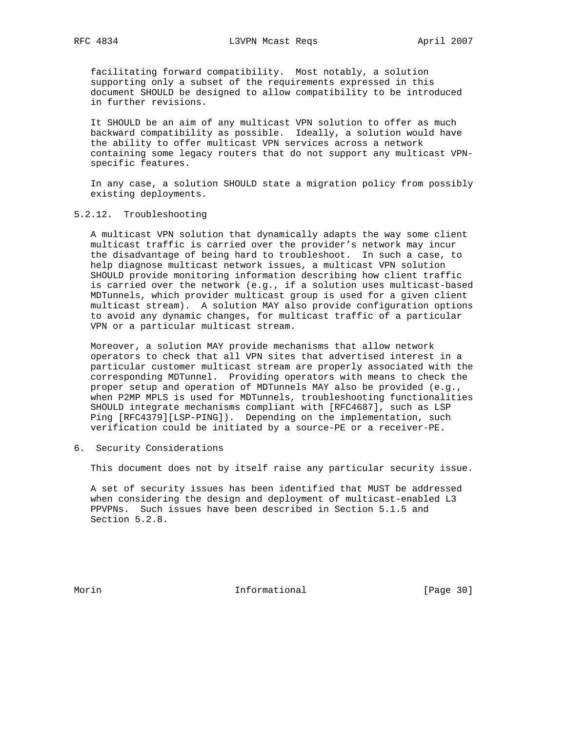facilitating forward compatibility. Most notably, a solution supporting only a subset of the requirements expressed in this document SHOULD be designed to allow compatibility to be introduced in further revisions.

It SHOULD be an aim of any multicast VPN solution to offer as much backward compatibility as possible. Ideally, a solution would have the ability to offer multicast VPN services across a network containing some legacy routers that do not support any multicast VPN-specific features.

In any case, a solution SHOULD state a migration policy from possibly existing deployments.

### 5.2.12. Troubleshooting

A multicast VPN solution that dynamically adapts the way some client multicast traffic is carried over the provider's network may incur the disadvantage of being hard to troubleshoot. In such a case, to help diagnose multicast network issues, a multicast VPN solution SHOULD provide monitoring information describing how client traffic is carried over the network (e.g., if a solution uses multicast-based MDTunnels, which provider multicast group is used for a given client multicast stream). A solution MAY also provide configuration options to avoid any dynamic changes, for multicast traffic of a particular VPN or a particular multicast stream.

Moreover, a solution MAY provide mechanisms that allow network operators to check that all VPN sites that advertised interest in a particular customer multicast stream are properly associated with the corresponding MDTunnel. Providing operators with means to check the proper setup and operation of MDTunnels MAY also be provided (e.g., when P2MP MPLS is used for MDTunnels, troubleshooting functionalities SHOULD integrate mechanisms compliant with [RFC4687], such as LSP Ping [RFC4379][LSP-PING]). Depending on the implementation, such verification could be initiated by a source-PE or a receiver-PE.

## 6. Security Considerations

This document does not by itself raise any particular security issue.

A set of security issues has been identified that MUST be addressed when considering the design and deployment of multicast-enabled L3 PPVPNs. Such issues have been described in Section 5.1.5 and Section 5.2.8.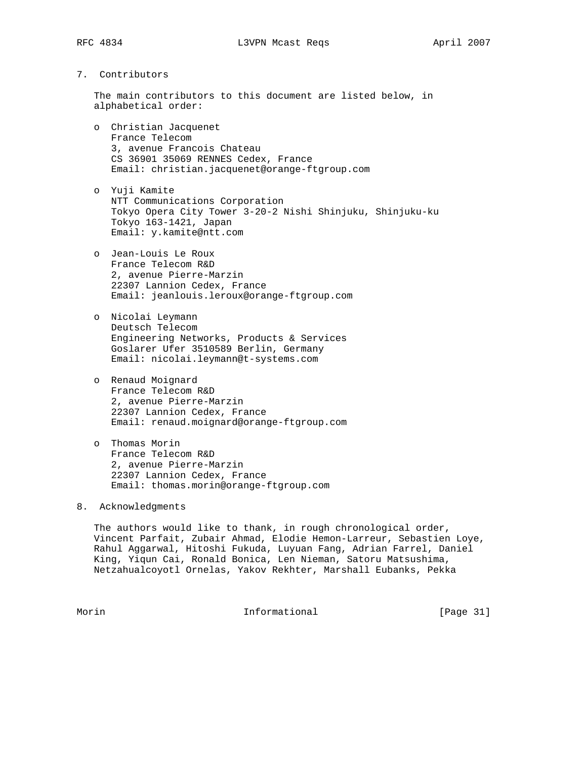## 7. Contributors

The main contributors to this document are listed below, in alphabetical order:

- Christian Jacquenet  
  France Telecom  
  3, avenue Francois Chateau  
  CS 36901 35069 RENNES Cedex, France  
  Email: christian.jacquenet@orange-ftgroup.com

- Yuji Kamite  
  NTT Communications Corporation  
  Tokyo Opera City Tower 3-20-2 Nishi Shinjuku, Shinjuku-ku  
  Tokyo 163-1421, Japan  
  Email: y.kamite@ntt.com

- Jean-Louis Le Roux  
  France Telecom R&D  
  2, avenue Pierre-Marzin  
  22307 Lannion Cedex, France  
  Email: jeanlouis.leroux@orange-ftgroup.com

- Nicolai Leymann  
  Deutsch Telecom  
  Engineering Networks, Products & Services  
  Goslarer Ufer 3510589 Berlin, Germany  
  Email: nicolai.leymann@t-systems.com

- Renaud Moignard  
  France Telecom R&D  
  2, avenue Pierre-Marzin  
  22307 Lannion Cedex, France  
  Email: renaud.moignard@orange-ftgroup.com

- Thomas Morin  
  France Telecom R&D  
  2, avenue Pierre-Marzin  
  22307 Lannion Cedex, France  
  Email: thomas.morin@orange-ftgroup.com

## 8. Acknowledgments

The authors would like to thank, in rough chronological order, Vincent Parfait, Zubair Ahmad, Elodie Hemon-Larreur, Sebastien Loye, Rahul Aggarwal, Hitoshi Fukuda, Luyuan Fang, Adrian Farrel, Daniel King, Yiqun Cai, Ronald Bonica, Len Nieman, Satoru Matsushima, Netzahualcoyotl Ornelas, Yakov Rekhter, Marshall Eubanks, Pekka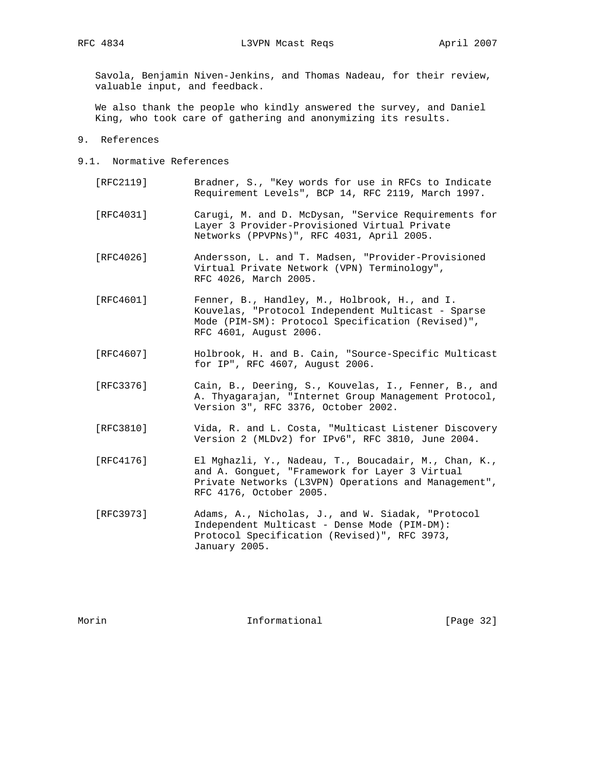Savola, Benjamin Niven-Jenkins, and Thomas Nadeau, for their review, valuable input, and feedback.

We also thank the people who kindly answered the survey, and Daniel King, who took care of gathering and anonymizing its results.

# 9. References

## 9.1. Normative References

[RFC2119] Bradner, S., "Key words for use in RFCs to Indicate Requirement Levels", BCP 14, RFC 2119, March 1997.

[RFC4031] Carugi, M. and D. McDysan, "Service Requirements for Layer 3 Provider-Provisioned Virtual Private Networks (PPVPNs)", RFC 4031, April 2005.

[RFC4026] Andersson, L. and T. Madsen, "Provider-Provisioned Virtual Private Network (VPN) Terminology", RFC 4026, March 2005.

[RFC4601] Fenner, B., Handley, M., Holbrook, H., and I. Kouvelas, "Protocol Independent Multicast - Sparse Mode (PIM-SM): Protocol Specification (Revised)", RFC 4601, August 2006.

[RFC4607] Holbrook, H. and B. Cain, "Source-Specific Multicast for IP", RFC 4607, August 2006.

[RFC3376] Cain, B., Deering, S., Kouvelas, I., Fenner, B., and A. Thyagarajan, "Internet Group Management Protocol, Version 3", RFC 3376, October 2002.

[RFC3810] Vida, R. and L. Costa, "Multicast Listener Discovery Version 2 (MLDv2) for IPv6", RFC 3810, June 2004.

[RFC4176] El Mghazli, Y., Nadeau, T., Boucadair, M., Chan, K., and A. Gonguet, "Framework for Layer 3 Virtual Private Networks (L3VPN) Operations and Management", RFC 4176, October 2005.

[RFC3973] Adams, A., Nicholas, J., and W. Siadak, "Protocol Independent Multicast - Dense Mode (PIM-DM): Protocol Specification (Revised)", RFC 3973, January 2005.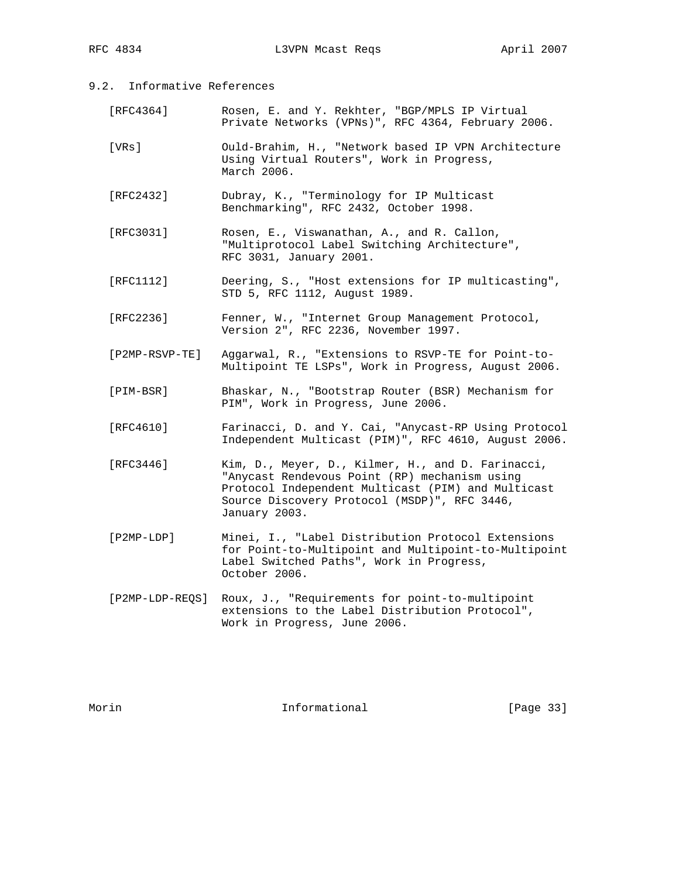### 9.2. Informative References

[RFC4364] Rosen, E. and Y. Rekhter, "BGP/MPLS IP Virtual Private Networks (VPNs)", RFC 4364, February 2006.

[VRs] Ould-Brahim, H., "Network based IP VPN Architecture Using Virtual Routers", Work in Progress, March 2006.

[RFC2432] Dubray, K., "Terminology for IP Multicast Benchmarking", RFC 2432, October 1998.

[RFC3031] Rosen, E., Viswanathan, A., and R. Callon, "Multiprotocol Label Switching Architecture", RFC 3031, January 2001.

[RFC1112] Deering, S., "Host extensions for IP multicasting", STD 5, RFC 1112, August 1989.

[RFC2236] Fenner, W., "Internet Group Management Protocol, Version 2", RFC 2236, November 1997.

[P2MP-RSVP-TE] Aggarwal, R., "Extensions to RSVP-TE for Point-to-Multipoint TE LSPs", Work in Progress, August 2006.

[PIM-BSR] Bhaskar, N., "Bootstrap Router (BSR) Mechanism for PIM", Work in Progress, June 2006.

[RFC4610] Farinacci, D. and Y. Cai, "Anycast-RP Using Protocol Independent Multicast (PIM)", RFC 4610, August 2006.

[RFC3446] Kim, D., Meyer, D., Kilmer, H., and D. Farinacci, "Anycast Rendevous Point (RP) mechanism using Protocol Independent Multicast (PIM) and Multicast Source Discovery Protocol (MSDP)", RFC 3446, January 2003.

[P2MP-LDP] Minei, I., "Label Distribution Protocol Extensions for Point-to-Multipoint and Multipoint-to-Multipoint Label Switched Paths", Work in Progress, October 2006.

[P2MP-LDP-REQS] Roux, J., "Requirements for point-to-multipoint extensions to the Label Distribution Protocol", Work in Progress, June 2006.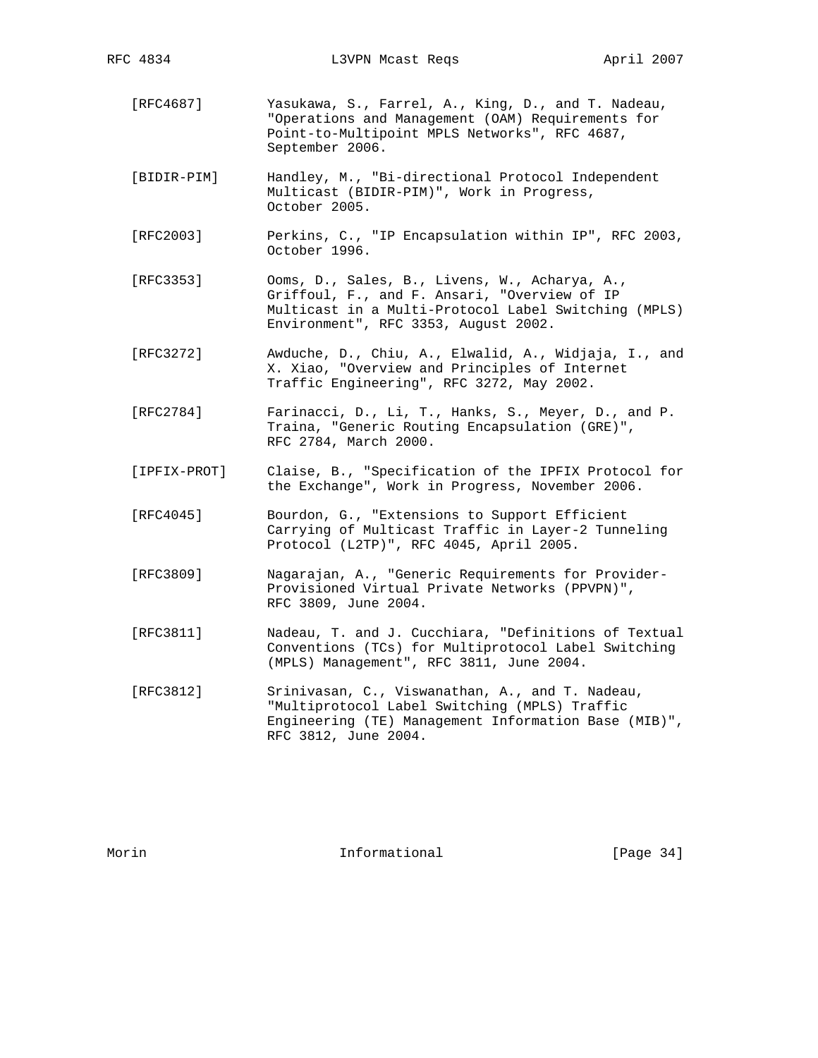[RFC4687] Yasukawa, S., Farrel, A., King, D., and T. Nadeau, "Operations and Management (OAM) Requirements for Point-to-Multipoint MPLS Networks", RFC 4687, September 2006.

[BIDIR-PIM] Handley, M., "Bi-directional Protocol Independent Multicast (BIDIR-PIM)", Work in Progress, October 2005.

[RFC2003] Perkins, C., "IP Encapsulation within IP", RFC 2003, October 1996.

[RFC3353] Ooms, D., Sales, B., Livens, W., Acharya, A., Griffoul, F., and F. Ansari, "Overview of IP Multicast in a Multi-Protocol Label Switching (MPLS) Environment", RFC 3353, August 2002.

[RFC3272] Awduche, D., Chiu, A., Elwalid, A., Widjaja, I., and X. Xiao, "Overview and Principles of Internet Traffic Engineering", RFC 3272, May 2002.

[RFC2784] Farinacci, D., Li, T., Hanks, S., Meyer, D., and P. Traina, "Generic Routing Encapsulation (GRE)", RFC 2784, March 2000.

[IPFIX-PROT] Claise, B., "Specification of the IPFIX Protocol for the Exchange", Work in Progress, November 2006.

[RFC4045] Bourdon, G., "Extensions to Support Efficient Carrying of Multicast Traffic in Layer-2 Tunneling Protocol (L2TP)", RFC 4045, April 2005.

[RFC3809] Nagarajan, A., "Generic Requirements for Provider-Provisioned Virtual Private Networks (PPVPN)", RFC 3809, June 2004.

[RFC3811] Nadeau, T. and J. Cucchiara, "Definitions of Textual Conventions (TCs) for Multiprotocol Label Switching (MPLS) Management", RFC 3811, June 2004.

[RFC3812] Srinivasan, C., Viswanathan, A., and T. Nadeau, "Multiprotocol Label Switching (MPLS) Traffic Engineering (TE) Management Information Base (MIB)", RFC 3812, June 2004.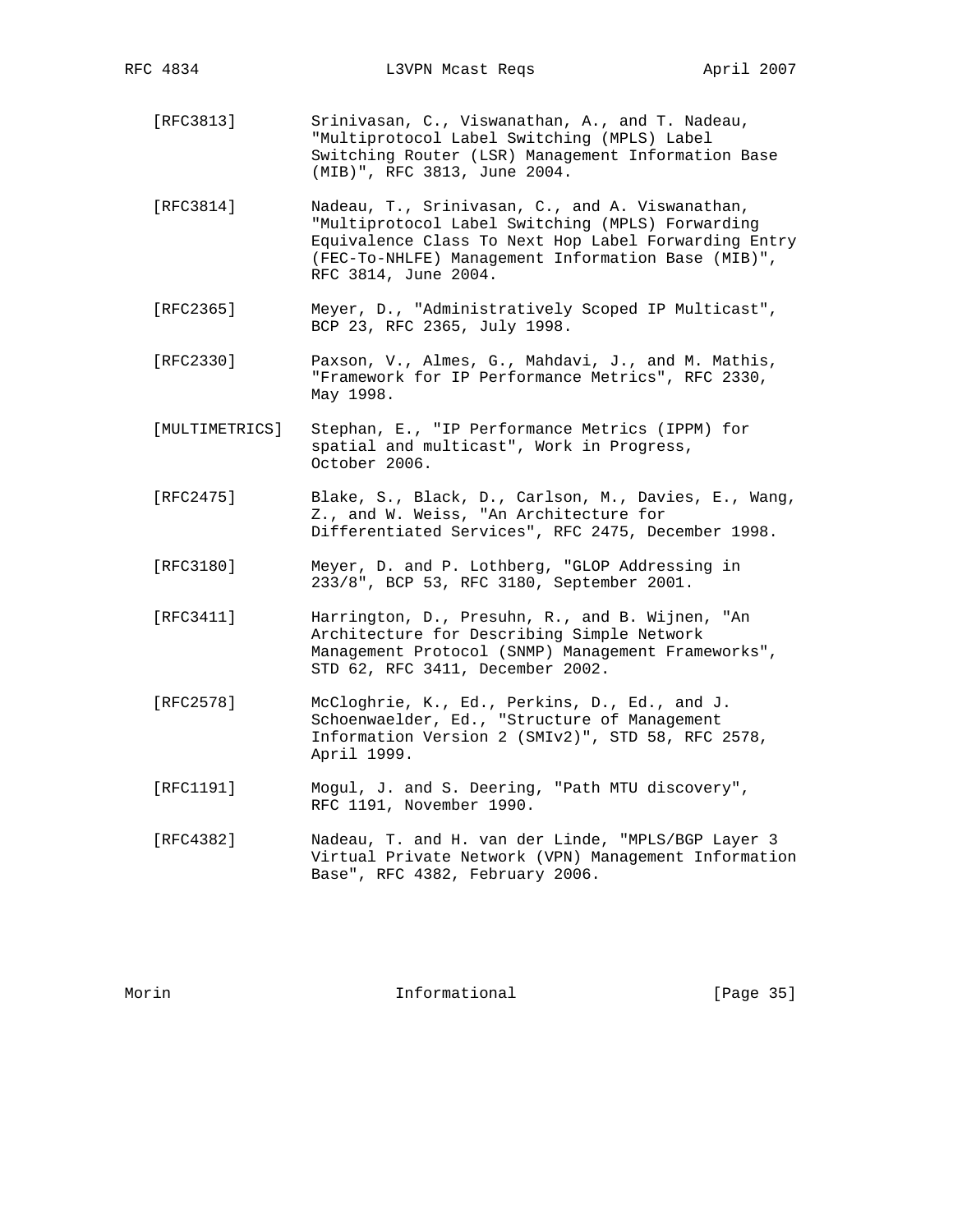[RFC3813] Srinivasan, C., Viswanathan, A., and T. Nadeau, "Multiprotocol Label Switching (MPLS) Label Switching Router (LSR) Management Information Base (MIB)", RFC 3813, June 2004.

[RFC3814] Nadeau, T., Srinivasan, C., and A. Viswanathan, "Multiprotocol Label Switching (MPLS) Forwarding Equivalence Class To Next Hop Label Forwarding Entry (FEC-To-NHLFE) Management Information Base (MIB)", RFC 3814, June 2004.

[RFC2365] Meyer, D., "Administratively Scoped IP Multicast", BCP 23, RFC 2365, July 1998.

[RFC2330] Paxson, V., Almes, G., Mahdavi, J., and M. Mathis, "Framework for IP Performance Metrics", RFC 2330, May 1998.

[MULTIMETRICS] Stephan, E., "IP Performance Metrics (IPPM) for spatial and multicast", Work in Progress, October 2006.

[RFC2475] Blake, S., Black, D., Carlson, M., Davies, E., Wang, Z., and W. Weiss, "An Architecture for Differentiated Services", RFC 2475, December 1998.

[RFC3180] Meyer, D. and P. Lothberg, "GLOP Addressing in 233/8", BCP 53, RFC 3180, September 2001.

[RFC3411] Harrington, D., Presuhn, R., and B. Wijnen, "An Architecture for Describing Simple Network Management Protocol (SNMP) Management Frameworks", STD 62, RFC 3411, December 2002.

[RFC2578] McCloghrie, K., Ed., Perkins, D., Ed., and J. Schoenwaelder, Ed., "Structure of Management Information Version 2 (SMIv2)", STD 58, RFC 2578, April 1999.

[RFC1191] Mogul, J. and S. Deering, "Path MTU discovery", RFC 1191, November 1990.

[RFC4382] Nadeau, T. and H. van der Linde, "MPLS/BGP Layer 3 Virtual Private Network (VPN) Management Information Base", RFC 4382, February 2006.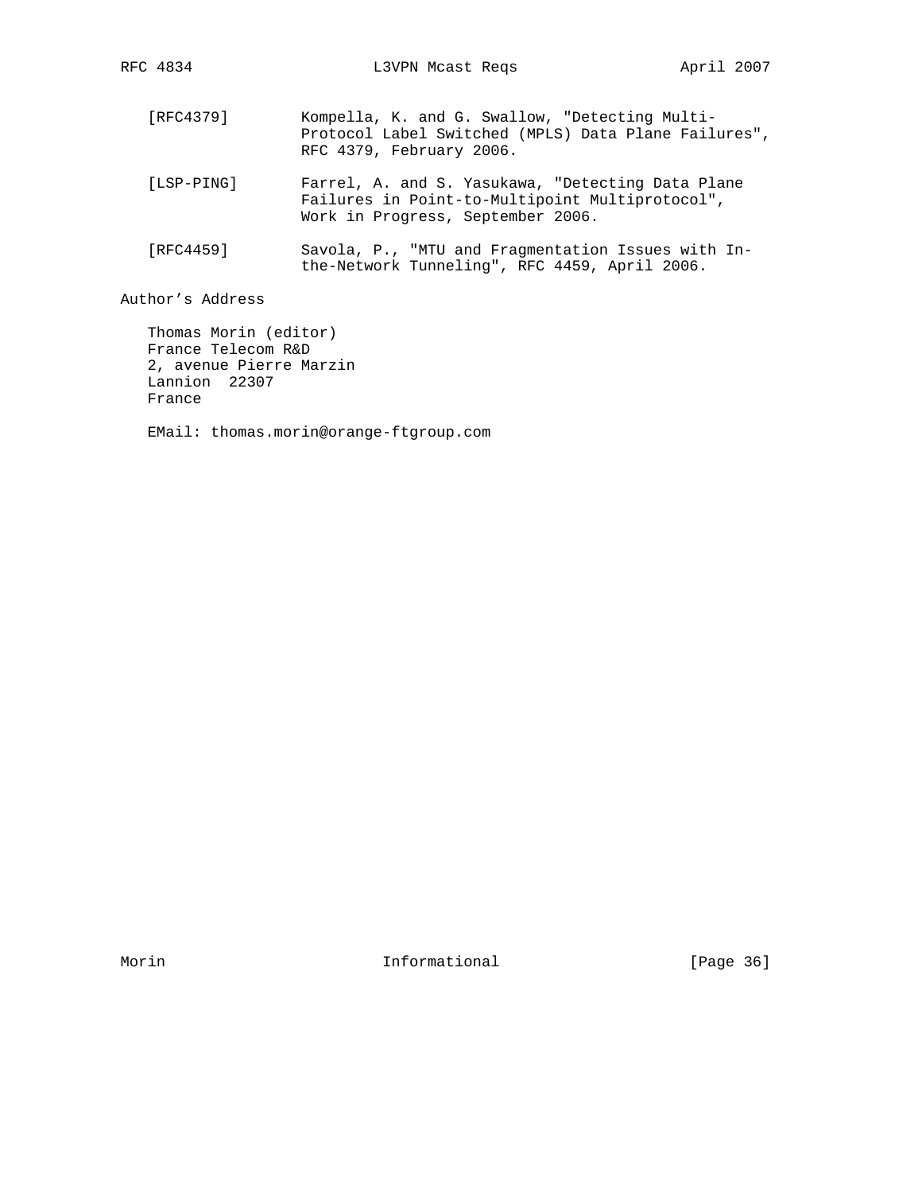[RFC4379] Kompella, K. and G. Swallow, "Detecting Multi-Protocol Label Switched (MPLS) Data Plane Failures", RFC 4379, February 2006.

[LSP-PING] Farrel, A. and S. Yasukawa, "Detecting Data Plane Failures in Point-to-Multipoint Multiprotocol", Work in Progress, September 2006.

[RFC4459] Savola, P., "MTU and Fragmentation Issues with In-the-Network Tunneling", RFC 4459, April 2006.

## Author's Address

Thomas Morin (editor)
France Telecom R&D
2, avenue Pierre Marzin
Lannion 22307
France

EMail: thomas.morin@orange-ftgroup.com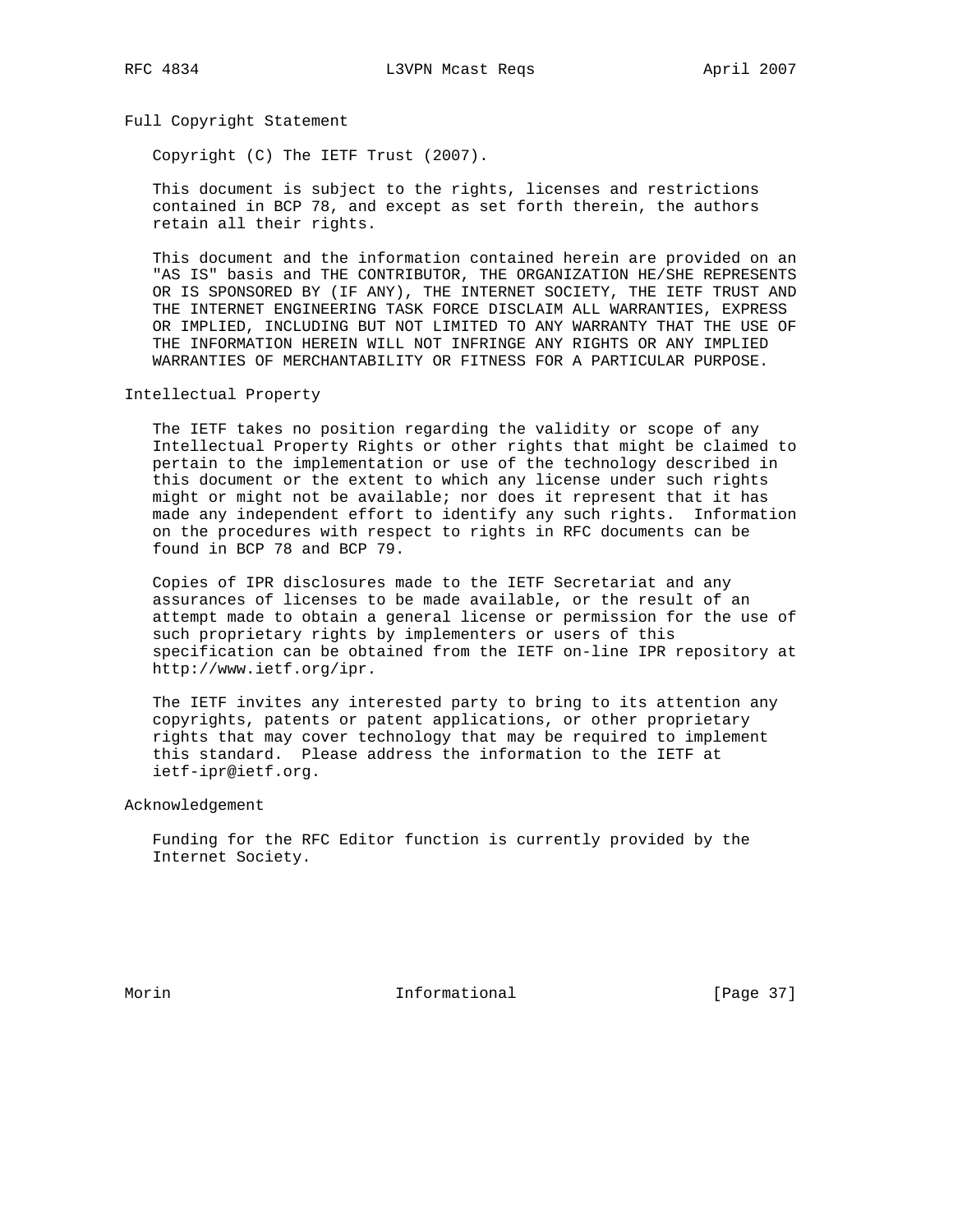## Full Copyright Statement

Copyright (C) The IETF Trust (2007).

This document is subject to the rights, licenses and restrictions contained in BCP 78, and except as set forth therein, the authors retain all their rights.

This document and the information contained herein are provided on an "AS IS" basis and THE CONTRIBUTOR, THE ORGANIZATION HE/SHE REPRESENTS OR IS SPONSORED BY (IF ANY), THE INTERNET SOCIETY, THE IETF TRUST AND THE INTERNET ENGINEERING TASK FORCE DISCLAIM ALL WARRANTIES, EXPRESS OR IMPLIED, INCLUDING BUT NOT LIMITED TO ANY WARRANTY THAT THE USE OF THE INFORMATION HEREIN WILL NOT INFRINGE ANY RIGHTS OR ANY IMPLIED WARRANTIES OF MERCHANTABILITY OR FITNESS FOR A PARTICULAR PURPOSE.

## Intellectual Property

The IETF takes no position regarding the validity or scope of any Intellectual Property Rights or other rights that might be claimed to pertain to the implementation or use of the technology described in this document or the extent to which any license under such rights might or might not be available; nor does it represent that it has made any independent effort to identify any such rights. Information on the procedures with respect to rights in RFC documents can be found in BCP 78 and BCP 79.

Copies of IPR disclosures made to the IETF Secretariat and any assurances of licenses to be made available, or the result of an attempt made to obtain a general license or permission for the use of such proprietary rights by implementers or users of this specification can be obtained from the IETF on-line IPR repository at http://www.ietf.org/ipr.

The IETF invites any interested party to bring to its attention any copyrights, patents or patent applications, or other proprietary rights that may cover technology that may be required to implement this standard. Please address the information to the IETF at ietf-ipr@ietf.org.

## Acknowledgement

Funding for the RFC Editor function is currently provided by the Internet Society.